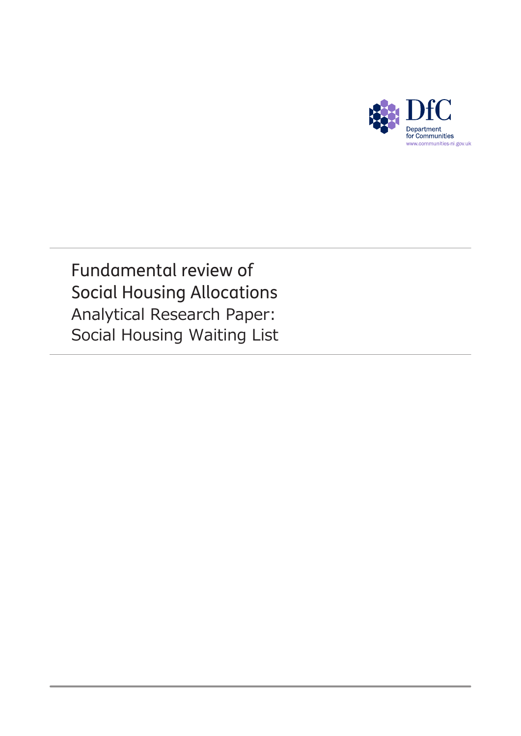DfC

Department for Communities

www.communities-ni.gov.uk

# Fundamental review of Social Housing Allocations

## Analytical Research Paper: Social Housing Waiting List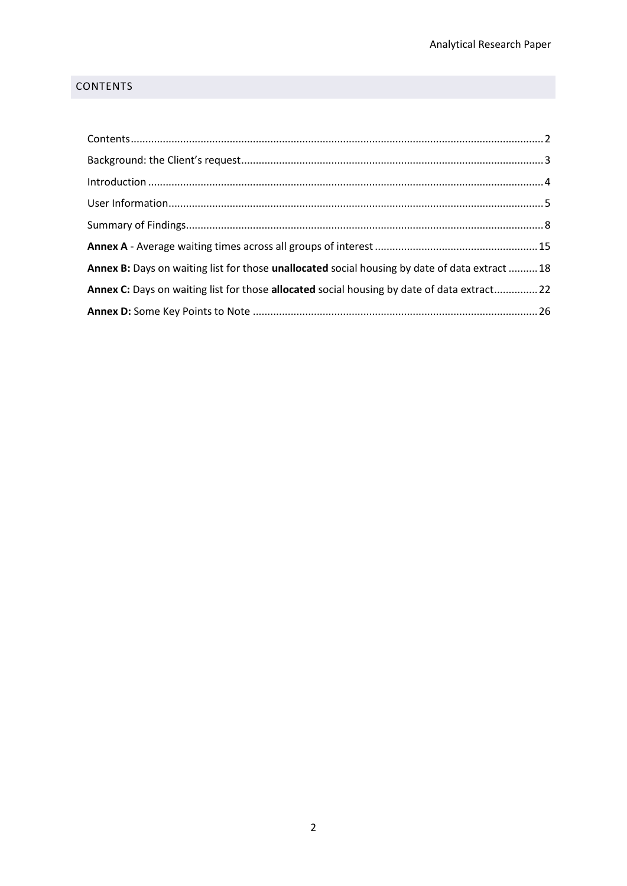## CONTENTS

Contents ... 2

Background: the Client's request ... 3

Introduction ... 4

User Information ... 5

Summary of Findings ... 8

**Annex A** - Average waiting times across all groups of interest ... 15

**Annex B:** Days on waiting list for those **unallocated** social housing by date of data extract ... 18

**Annex C:** Days on waiting list for those **allocated** social housing by date of data extract ... 22

**Annex D:** Some Key Points to Note ... 26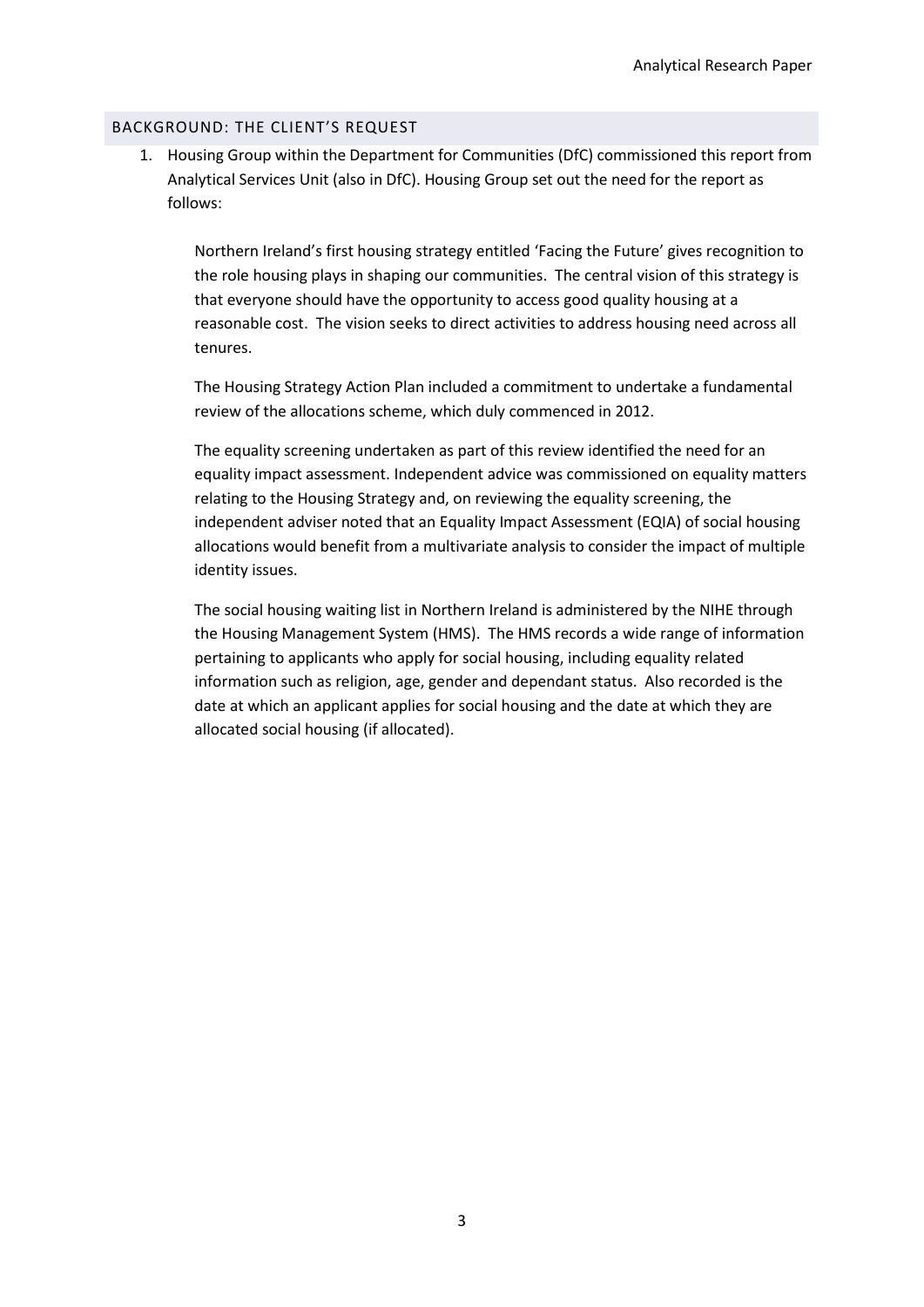## BACKGROUND: THE CLIENT'S REQUEST

1. Housing Group within the Department for Communities (DfC) commissioned this report from Analytical Services Unit (also in DfC). Housing Group set out the need for the report as follows:

   Northern Ireland's first housing strategy entitled 'Facing the Future' gives recognition to the role housing plays in shaping our communities. The central vision of this strategy is that everyone should have the opportunity to access good quality housing at a reasonable cost. The vision seeks to direct activities to address housing need across all tenures.

   The Housing Strategy Action Plan included a commitment to undertake a fundamental review of the allocations scheme, which duly commenced in 2012.

   The equality screening undertaken as part of this review identified the need for an equality impact assessment. Independent advice was commissioned on equality matters relating to the Housing Strategy and, on reviewing the equality screening, the independent adviser noted that an Equality Impact Assessment (EQIA) of social housing allocations would benefit from a multivariate analysis to consider the impact of multiple identity issues.

   The social housing waiting list in Northern Ireland is administered by the NIHE through the Housing Management System (HMS). The HMS records a wide range of information pertaining to applicants who apply for social housing, including equality related information such as religion, age, gender and dependant status. Also recorded is the date at which an applicant applies for social housing and the date at which they are allocated social housing (if allocated).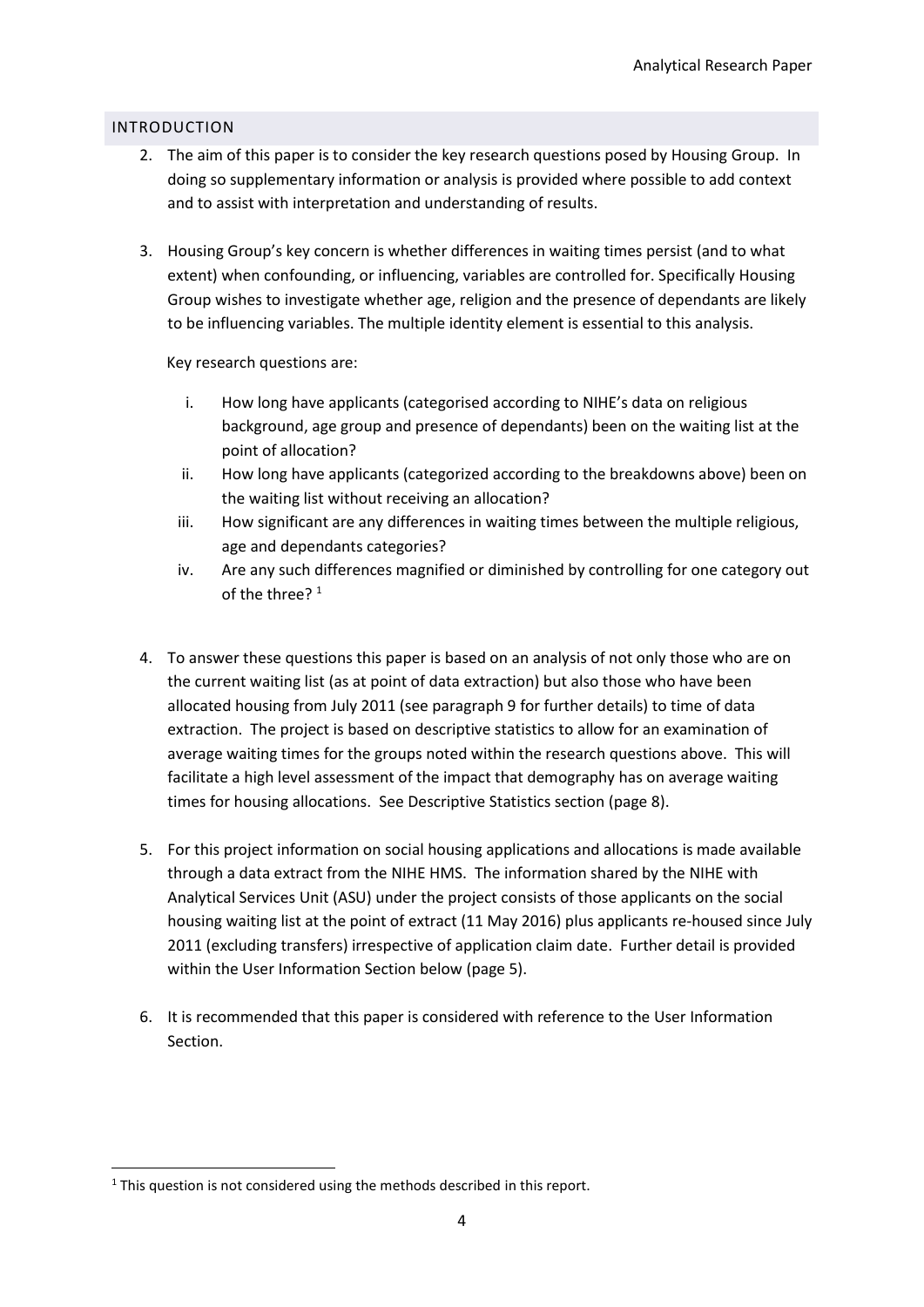## INTRODUCTION

2. The aim of this paper is to consider the key research questions posed by Housing Group. In doing so supplementary information or analysis is provided where possible to add context and to assist with interpretation and understanding of results.

3. Housing Group's key concern is whether differences in waiting times persist (and to what extent) when confounding, or influencing, variables are controlled for. Specifically Housing Group wishes to investigate whether age, religion and the presence of dependants are likely to be influencing variables. The multiple identity element is essential to this analysis.

   Key research questions are:

   i. How long have applicants (categorised according to NIHE's data on religious background, age group and presence of dependants) been on the waiting list at the point of allocation?
   ii. How long have applicants (categorized according to the breakdowns above) been on the waiting list without receiving an allocation?
   iii. How significant are any differences in waiting times between the multiple religious, age and dependants categories?
   iv. Are any such differences magnified or diminished by controlling for one category out of the three? [1]

4. To answer these questions this paper is based on an analysis of not only those who are on the current waiting list (as at point of data extraction) but also those who have been allocated housing from July 2011 (see paragraph 9 for further details) to time of data extraction. The project is based on descriptive statistics to allow for an examination of average waiting times for the groups noted within the research questions above. This will facilitate a high level assessment of the impact that demography has on average waiting times for housing allocations. See Descriptive Statistics section (page 8).

5. For this project information on social housing applications and allocations is made available through a data extract from the NIHE HMS. The information shared by the NIHE with Analytical Services Unit (ASU) under the project consists of those applicants on the social housing waiting list at the point of extract (11 May 2016) plus applicants re-housed since July 2011 (excluding transfers) irrespective of application claim date. Further detail is provided within the User Information Section below (page 5).

6. It is recommended that this paper is considered with reference to the User Information Section.

[1] This question is not considered using the methods described in this report.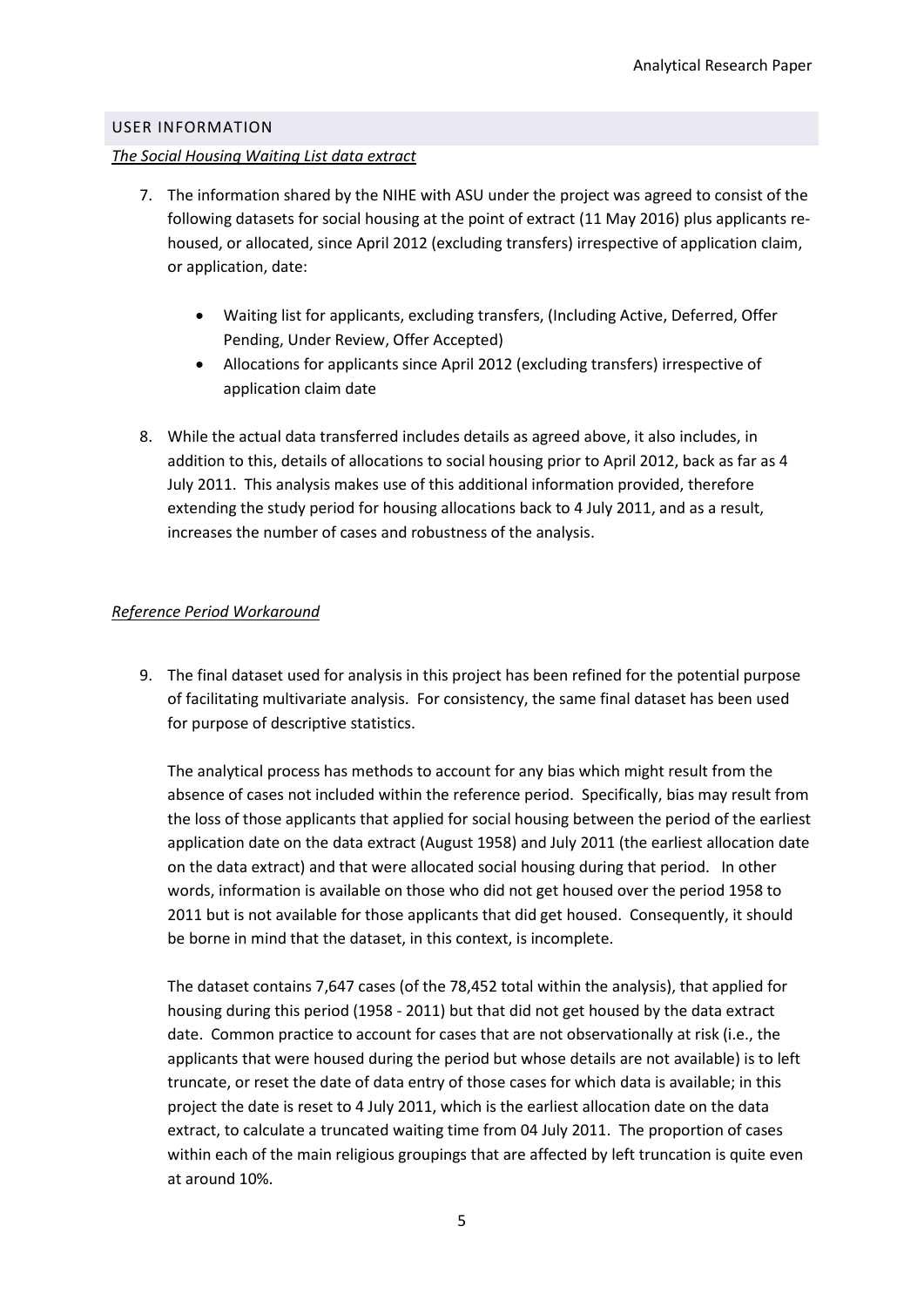## USER INFORMATION

*The Social Housing Waiting List data extract*

7. The information shared by the NIHE with ASU under the project was agreed to consist of the following datasets for social housing at the point of extract (11 May 2016) plus applicants re-housed, or allocated, since April 2012 (excluding transfers) irrespective of application claim, or application, date:

    - Waiting list for applicants, excluding transfers, (Including Active, Deferred, Offer Pending, Under Review, Offer Accepted)
    - Allocations for applicants since April 2012 (excluding transfers) irrespective of application claim date

8. While the actual data transferred includes details as agreed above, it also includes, in addition to this, details of allocations to social housing prior to April 2012, back as far as 4 July 2011. This analysis makes use of this additional information provided, therefore extending the study period for housing allocations back to 4 July 2011, and as a result, increases the number of cases and robustness of the analysis.

*Reference Period Workaround*

9. The final dataset used for analysis in this project has been refined for the potential purpose of facilitating multivariate analysis. For consistency, the same final dataset has been used for purpose of descriptive statistics.

    The analytical process has methods to account for any bias which might result from the absence of cases not included within the reference period. Specifically, bias may result from the loss of those applicants that applied for social housing between the period of the earliest application date on the data extract (August 1958) and July 2011 (the earliest allocation date on the data extract) and that were allocated social housing during that period. In other words, information is available on those who did not get housed over the period 1958 to 2011 but is not available for those applicants that did get housed. Consequently, it should be borne in mind that the dataset, in this context, is incomplete.

    The dataset contains 7,647 cases (of the 78,452 total within the analysis), that applied for housing during this period (1958 - 2011) but that did not get housed by the data extract date. Common practice to account for cases that are not observationally at risk (i.e., the applicants that were housed during the period but whose details are not available) is to left truncate, or reset the date of data entry of those cases for which data is available; in this project the date is reset to 4 July 2011, which is the earliest allocation date on the data extract, to calculate a truncated waiting time from 04 July 2011. The proportion of cases within each of the main religious groupings that are affected by left truncation is quite even at around 10%.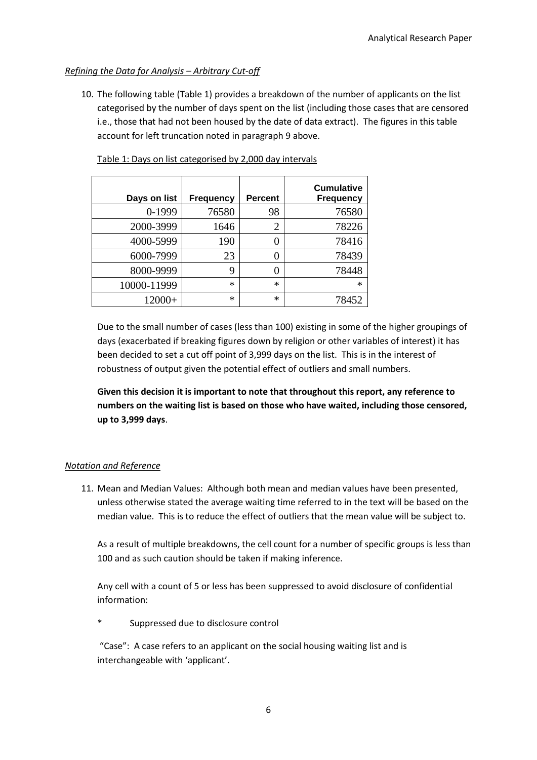*Refining the Data for Analysis – Arbitrary Cut-off*

10. The following table (Table 1) provides a breakdown of the number of applicants on the list categorised by the number of days spent on the list (including those cases that are censored i.e., those that had not been housed by the date of data extract). The figures in this table account for left truncation noted in paragraph 9 above.

Table 1: Days on list categorised by 2,000 day intervals

| Days on list | Frequency | Percent | Cumulative Frequency |
|---|---|---|---|
| 0-1999 | 76580 | 98 | 76580 |
| 2000-3999 | 1646 | 2 | 78226 |
| 4000-5999 | 190 | 0 | 78416 |
| 6000-7999 | 23 | 0 | 78439 |
| 8000-9999 | 9 | 0 | 78448 |
| 10000-11999 | * | * | * |
| 12000+ | * | * | 78452 |

Due to the small number of cases (less than 100) existing in some of the higher groupings of days (exacerbated if breaking figures down by religion or other variables of interest) it has been decided to set a cut off point of 3,999 days on the list. This is in the interest of robustness of output given the potential effect of outliers and small numbers.

**Given this decision it is important to note that throughout this report, any reference to numbers on the waiting list is based on those who have waited, including those censored, up to 3,999 days**.

*Notation and Reference*

11. Mean and Median Values: Although both mean and median values have been presented, unless otherwise stated the average waiting time referred to in the text will be based on the median value. This is to reduce the effect of outliers that the mean value will be subject to.

As a result of multiple breakdowns, the cell count for a number of specific groups is less than 100 and as such caution should be taken if making inference.

Any cell with a count of 5 or less has been suppressed to avoid disclosure of confidential information:

\* Suppressed due to disclosure control

"Case": A case refers to an applicant on the social housing waiting list and is interchangeable with 'applicant'.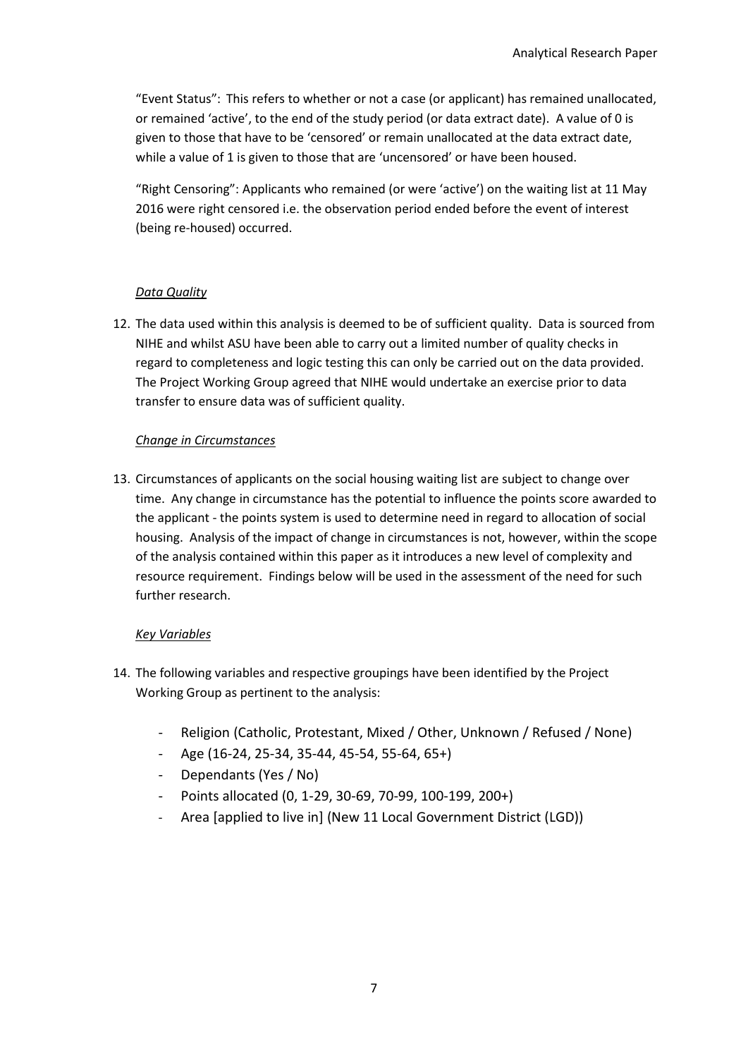"Event Status": This refers to whether or not a case (or applicant) has remained unallocated, or remained 'active', to the end of the study period (or data extract date). A value of 0 is given to those that have to be 'censored' or remain unallocated at the data extract date, while a value of 1 is given to those that are 'uncensored' or have been housed.

"Right Censoring": Applicants who remained (or were 'active') on the waiting list at 11 May 2016 were right censored i.e. the observation period ended before the event of interest (being re-housed) occurred.

*Data Quality*

12. The data used within this analysis is deemed to be of sufficient quality. Data is sourced from NIHE and whilst ASU have been able to carry out a limited number of quality checks in regard to completeness and logic testing this can only be carried out on the data provided. The Project Working Group agreed that NIHE would undertake an exercise prior to data transfer to ensure data was of sufficient quality.

*Change in Circumstances*

13. Circumstances of applicants on the social housing waiting list are subject to change over time. Any change in circumstance has the potential to influence the points score awarded to the applicant - the points system is used to determine need in regard to allocation of social housing. Analysis of the impact of change in circumstances is not, however, within the scope of the analysis contained within this paper as it introduces a new level of complexity and resource requirement. Findings below will be used in the assessment of the need for such further research.

*Key Variables*

14. The following variables and respective groupings have been identified by the Project Working Group as pertinent to the analysis:

    - Religion (Catholic, Protestant, Mixed / Other, Unknown / Refused / None)
    - Age (16-24, 25-34, 35-44, 45-54, 55-64, 65+)
    - Dependants (Yes / No)
    - Points allocated (0, 1-29, 30-69, 70-99, 100-199, 200+)
    - Area [applied to live in] (New 11 Local Government District (LGD))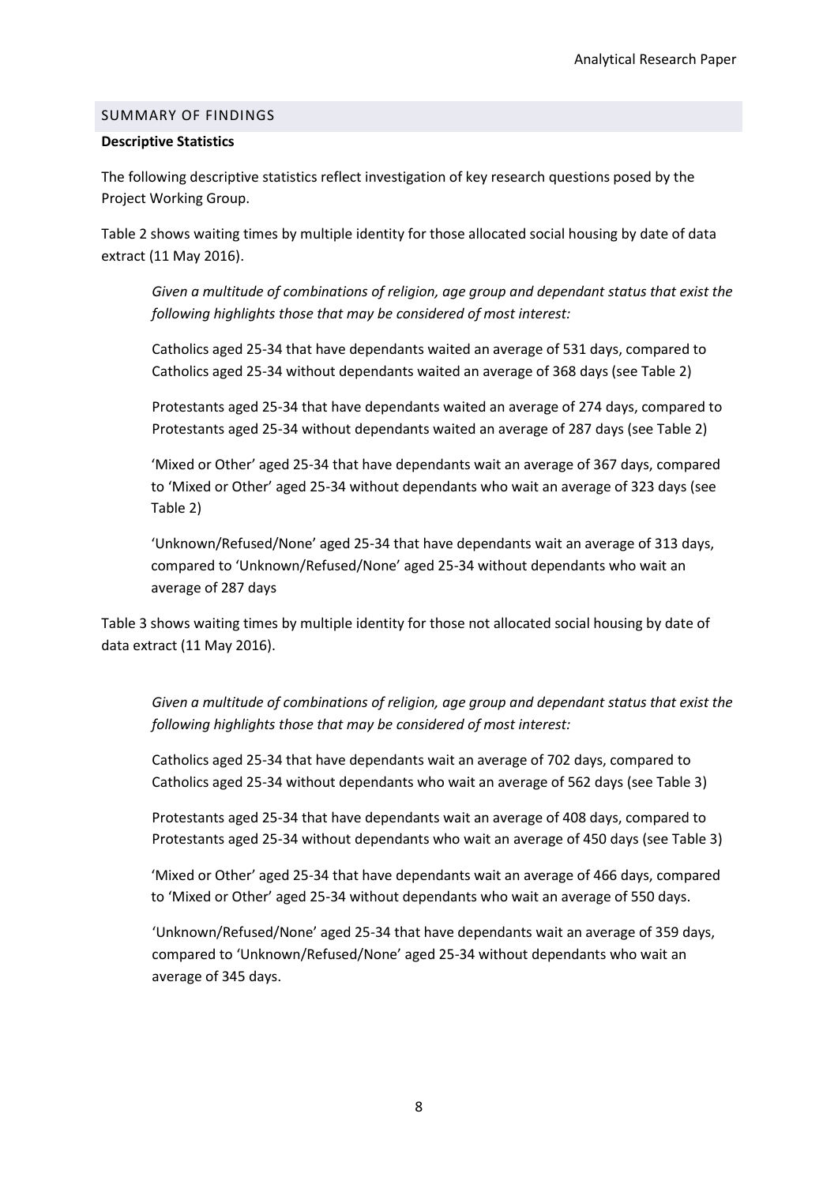## SUMMARY OF FINDINGS

**Descriptive Statistics**

The following descriptive statistics reflect investigation of key research questions posed by the Project Working Group.

Table 2 shows waiting times by multiple identity for those allocated social housing by date of data extract (11 May 2016).

> *Given a multitude of combinations of religion, age group and dependant status that exist the following highlights those that may be considered of most interest:*
>
> Catholics aged 25-34 that have dependants waited an average of 531 days, compared to Catholics aged 25-34 without dependants waited an average of 368 days (see Table 2)
>
> Protestants aged 25-34 that have dependants waited an average of 274 days, compared to Protestants aged 25-34 without dependants waited an average of 287 days (see Table 2)
>
> 'Mixed or Other' aged 25-34 that have dependants wait an average of 367 days, compared to 'Mixed or Other' aged 25-34 without dependants who wait an average of 323 days (see Table 2)
>
> 'Unknown/Refused/None' aged 25-34 that have dependants wait an average of 313 days, compared to 'Unknown/Refused/None' aged 25-34 without dependants who wait an average of 287 days

Table 3 shows waiting times by multiple identity for those not allocated social housing by date of data extract (11 May 2016).

> *Given a multitude of combinations of religion, age group and dependant status that exist the following highlights those that may be considered of most interest:*
>
> Catholics aged 25-34 that have dependants wait an average of 702 days, compared to Catholics aged 25-34 without dependants who wait an average of 562 days (see Table 3)
>
> Protestants aged 25-34 that have dependants wait an average of 408 days, compared to Protestants aged 25-34 without dependants who wait an average of 450 days (see Table 3)
>
> 'Mixed or Other' aged 25-34 that have dependants wait an average of 466 days, compared to 'Mixed or Other' aged 25-34 without dependants who wait an average of 550 days.
>
> 'Unknown/Refused/None' aged 25-34 that have dependants wait an average of 359 days, compared to 'Unknown/Refused/None' aged 25-34 without dependants who wait an average of 345 days.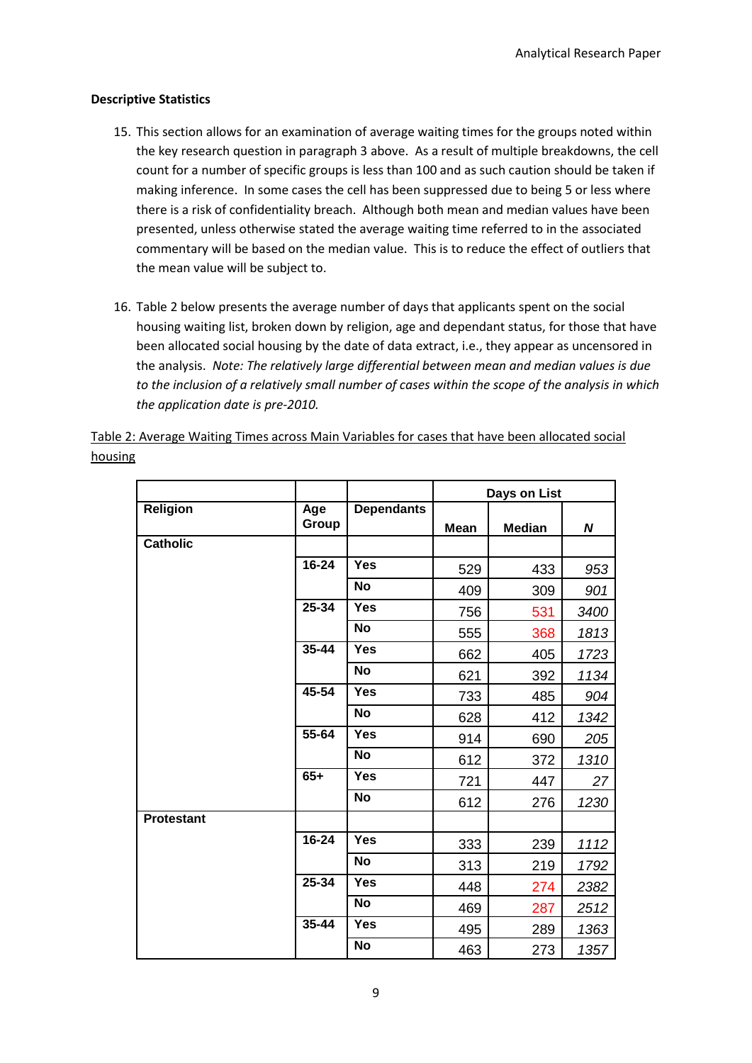**Descriptive Statistics**

15. This section allows for an examination of average waiting times for the groups noted within the key research question in paragraph 3 above. As a result of multiple breakdowns, the cell count for a number of specific groups is less than 100 and as such caution should be taken if making inference. In some cases the cell has been suppressed due to being 5 or less where there is a risk of confidentiality breach. Although both mean and median values have been presented, unless otherwise stated the average waiting time referred to in the associated commentary will be based on the median value. This is to reduce the effect of outliers that the mean value will be subject to.

16. Table 2 below presents the average number of days that applicants spent on the social housing waiting list, broken down by religion, age and dependant status, for those that have been allocated social housing by the date of data extract, i.e., they appear as uncensored in the analysis. *Note: The relatively large differential between mean and median values is due to the inclusion of a relatively small number of cases within the scope of the analysis in which the application date is pre-2010.*

Table 2: Average Waiting Times across Main Variables for cases that have been allocated social housing

| | | | Days on List | | |
|---|---|---|---|---|---|
| **Religion** | **Age Group** | **Dependants** | **Mean** | **Median** | ***N*** |
| **Catholic** | | | | | |
| | **16-24** | **Yes** | 529 | 433 | *953* |
| | | **No** | 409 | 309 | *901* |
| | **25-34** | **Yes** | 756 | 531 | *3400* |
| | | **No** | 555 | 368 | *1813* |
| | **35-44** | **Yes** | 662 | 405 | *1723* |
| | | **No** | 621 | 392 | *1134* |
| | **45-54** | **Yes** | 733 | 485 | *904* |
| | | **No** | 628 | 412 | *1342* |
| | **55-64** | **Yes** | 914 | 690 | *205* |
| | | **No** | 612 | 372 | *1310* |
| | **65+** | **Yes** | 721 | 447 | *27* |
| | | **No** | 612 | 276 | *1230* |
| **Protestant** | | | | | |
| | **16-24** | **Yes** | 333 | 239 | *1112* |
| | | **No** | 313 | 219 | *1792* |
| | **25-34** | **Yes** | 448 | 274 | *2382* |
| | | **No** | 469 | 287 | *2512* |
| | **35-44** | **Yes** | 495 | 289 | *1363* |
| | | **No** | 463 | 273 | *1357* |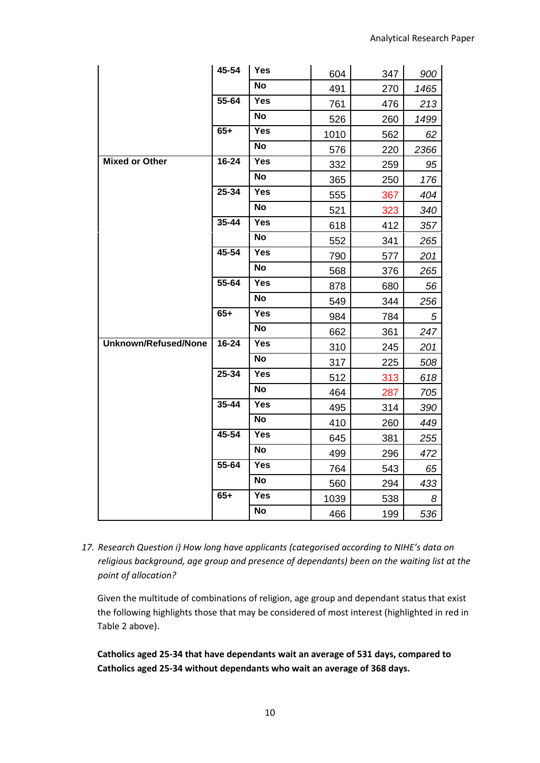| | | | | | |
|---|---|---|---|---|---|
| | 45-54 | Yes | 604 | 347 | *900* |
| | | No | 491 | 270 | *1465* |
| | 55-64 | Yes | 761 | 476 | *213* |
| | | No | 526 | 260 | *1499* |
| | 65+ | Yes | 1010 | 562 | *62* |
| | | No | 576 | 220 | *2366* |
| **Mixed or Other** | 16-24 | Yes | 332 | 259 | *95* |
| | | No | 365 | 250 | *176* |
| | 25-34 | Yes | 555 | 367 | *404* |
| | | No | 521 | 323 | *340* |
| | 35-44 | Yes | 618 | 412 | *357* |
| | | No | 552 | 341 | *265* |
| | 45-54 | Yes | 790 | 577 | *201* |
| | | No | 568 | 376 | *265* |
| | 55-64 | Yes | 878 | 680 | *56* |
| | | No | 549 | 344 | *256* |
| | 65+ | Yes | 984 | 784 | *5* |
| | | No | 662 | 361 | *247* |
| **Unknown/Refused/None** | 16-24 | Yes | 310 | 245 | *201* |
| | | No | 317 | 225 | *508* |
| | 25-34 | Yes | 512 | 313 | *618* |
| | | No | 464 | 287 | *705* |
| | 35-44 | Yes | 495 | 314 | *390* |
| | | No | 410 | 260 | *449* |
| | 45-54 | Yes | 645 | 381 | *255* |
| | | No | 499 | 296 | *472* |
| | 55-64 | Yes | 764 | 543 | *65* |
| | | No | 560 | 294 | *433* |
| | 65+ | Yes | 1039 | 538 | *8* |
| | | No | 466 | 199 | *536* |

17. *Research Question i) How long have applicants (categorised according to NIHE's data on religious background, age group and presence of dependants) been on the waiting list at the point of allocation?*

Given the multitude of combinations of religion, age group and dependant status that exist the following highlights those that may be considered of most interest (highlighted in red in Table 2 above).

**Catholics aged 25-34 that have dependants wait an average of 531 days, compared to Catholics aged 25-34 without dependants who wait an average of 368 days.**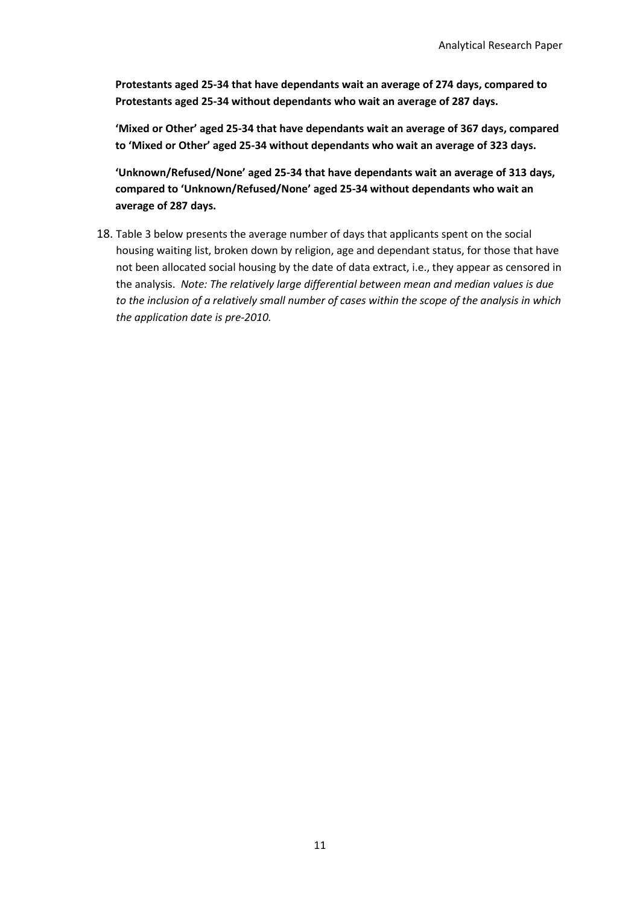**Protestants aged 25-34 that have dependants wait an average of 274 days, compared to Protestants aged 25-34 without dependants who wait an average of 287 days.**

**'Mixed or Other' aged 25-34 that have dependants wait an average of 367 days, compared to 'Mixed or Other' aged 25-34 without dependants who wait an average of 323 days.**

**'Unknown/Refused/None' aged 25-34 that have dependants wait an average of 313 days, compared to 'Unknown/Refused/None' aged 25-34 without dependants who wait an average of 287 days.**

18. Table 3 below presents the average number of days that applicants spent on the social housing waiting list, broken down by religion, age and dependant status, for those that have not been allocated social housing by the date of data extract, i.e., they appear as censored in the analysis. *Note: The relatively large differential between mean and median values is due to the inclusion of a relatively small number of cases within the scope of the analysis in which the application date is pre-2010.*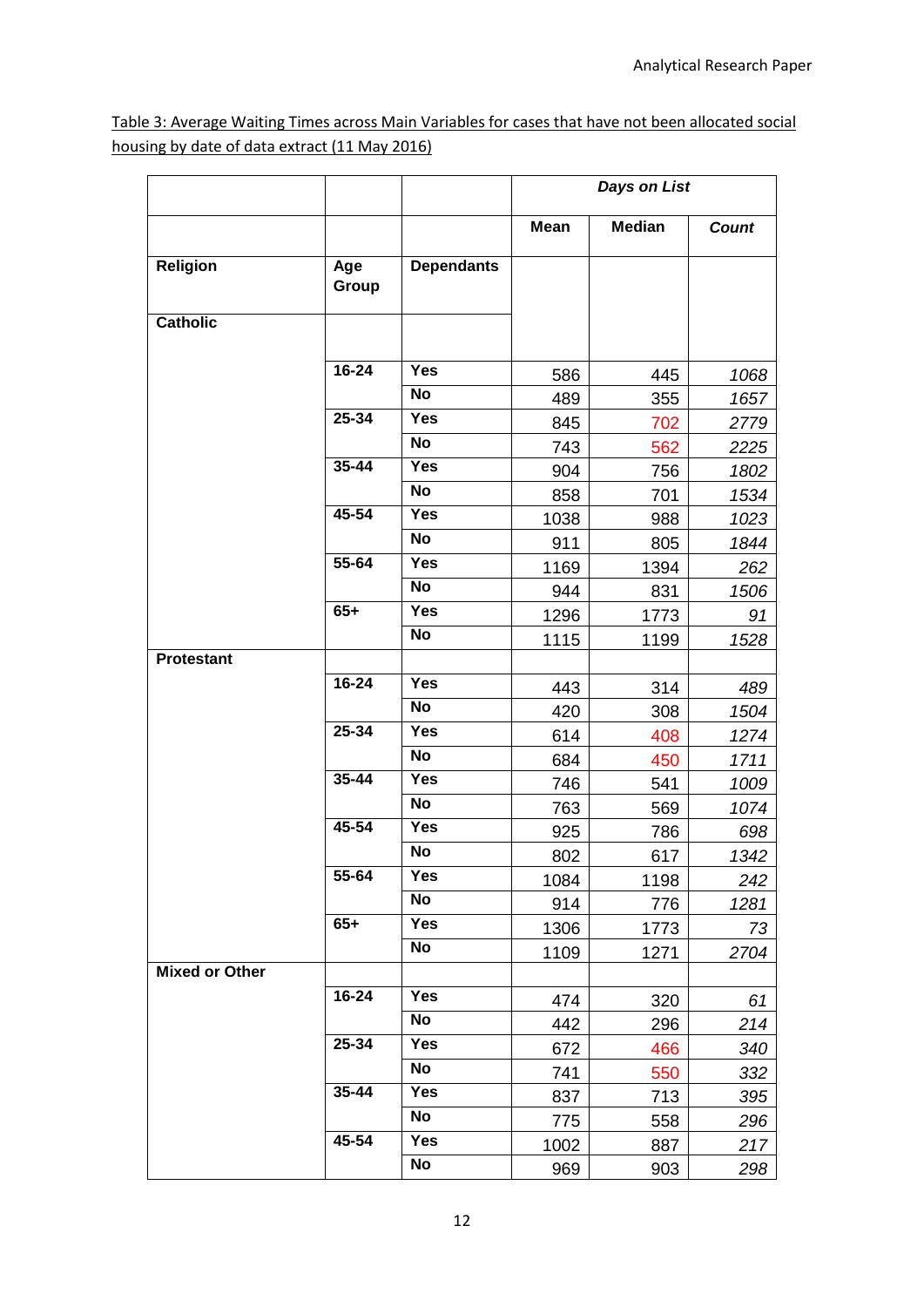Table 3: Average Waiting Times across Main Variables for cases that have not been allocated social housing by date of data extract (11 May 2016)

| | | | *Days on List* | | |
|---|---|---|---|---|---|
| | | | **Mean** | **Median** | ***Count*** |
| **Religion** | **Age Group** | **Dependants** | | | |
| **Catholic** | | | | | |
| | **16-24** | **Yes** | 586 | 445 | *1068* |
| | | **No** | 489 | 355 | *1657* |
| | **25-34** | **Yes** | 845 | 702 | *2779* |
| | | **No** | 743 | 562 | *2225* |
| | **35-44** | **Yes** | 904 | 756 | *1802* |
| | | **No** | 858 | 701 | *1534* |
| | **45-54** | **Yes** | 1038 | 988 | *1023* |
| | | **No** | 911 | 805 | *1844* |
| | **55-64** | **Yes** | 1169 | 1394 | *262* |
| | | **No** | 944 | 831 | *1506* |
| | **65+** | **Yes** | 1296 | 1773 | *91* |
| | | **No** | 1115 | 1199 | *1528* |
| **Protestant** | | | | | |
| | **16-24** | **Yes** | 443 | 314 | *489* |
| | | **No** | 420 | 308 | *1504* |
| | **25-34** | **Yes** | 614 | 408 | *1274* |
| | | **No** | 684 | 450 | *1711* |
| | **35-44** | **Yes** | 746 | 541 | *1009* |
| | | **No** | 763 | 569 | *1074* |
| | **45-54** | **Yes** | 925 | 786 | *698* |
| | | **No** | 802 | 617 | *1342* |
| | **55-64** | **Yes** | 1084 | 1198 | *242* |
| | | **No** | 914 | 776 | *1281* |
| | **65+** | **Yes** | 1306 | 1773 | *73* |
| | | **No** | 1109 | 1271 | *2704* |
| **Mixed or Other** | | | | | |
| | **16-24** | **Yes** | 474 | 320 | *61* |
| | | **No** | 442 | 296 | *214* |
| | **25-34** | **Yes** | 672 | 466 | *340* |
| | | **No** | 741 | 550 | *332* |
| | **35-44** | **Yes** | 837 | 713 | *395* |
| | | **No** | 775 | 558 | *296* |
| | **45-54** | **Yes** | 1002 | 887 | *217* |
| | | **No** | 969 | 903 | *298* |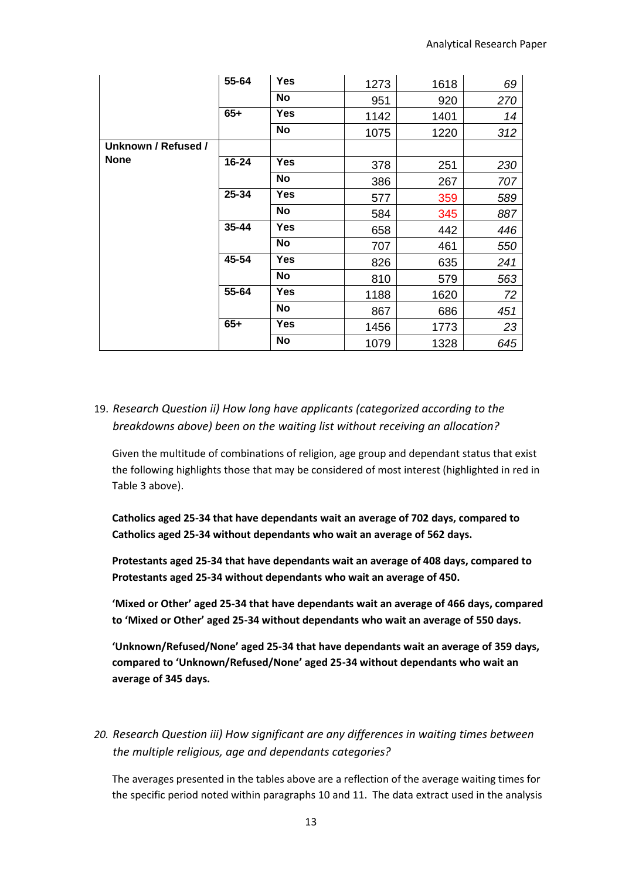| | | | | | |
|---|---|---|---|---|---|
| | **55-64** | **Yes** | 1273 | 1618 | *69* |
| | | **No** | 951 | 920 | *270* |
| | **65+** | **Yes** | 1142 | 1401 | *14* |
| | | **No** | 1075 | 1220 | *312* |
| **Unknown / Refused / None** | | | | | |
| | **16-24** | **Yes** | 378 | 251 | *230* |
| | | **No** | 386 | 267 | *707* |
| | **25-34** | **Yes** | 577 | 359 | *589* |
| | | **No** | 584 | 345 | *887* |
| | **35-44** | **Yes** | 658 | 442 | *446* |
| | | **No** | 707 | 461 | *550* |
| | **45-54** | **Yes** | 826 | 635 | *241* |
| | | **No** | 810 | 579 | *563* |
| | **55-64** | **Yes** | 1188 | 1620 | *72* |
| | | **No** | 867 | 686 | *451* |
| | **65+** | **Yes** | 1456 | 1773 | *23* |
| | | **No** | 1079 | 1328 | *645* |

19. *Research Question ii) How long have applicants (categorized according to the breakdowns above) been on the waiting list without receiving an allocation?*

    Given the multitude of combinations of religion, age group and dependant status that exist the following highlights those that may be considered of most interest (highlighted in red in Table 3 above).

    **Catholics aged 25-34 that have dependants wait an average of 702 days, compared to Catholics aged 25-34 without dependants who wait an average of 562 days.**

    **Protestants aged 25-34 that have dependants wait an average of 408 days, compared to Protestants aged 25-34 without dependants who wait an average of 450.**

    **'Mixed or Other' aged 25-34 that have dependants wait an average of 466 days, compared to 'Mixed or Other' aged 25-34 without dependants who wait an average of 550 days.**

    **'Unknown/Refused/None' aged 25-34 that have dependants wait an average of 359 days, compared to 'Unknown/Refused/None' aged 25-34 without dependants who wait an average of 345 days.**

20. *Research Question iii) How significant are any differences in waiting times between the multiple religious, age and dependants categories?*

    The averages presented in the tables above are a reflection of the average waiting times for the specific period noted within paragraphs 10 and 11. The data extract used in the analysis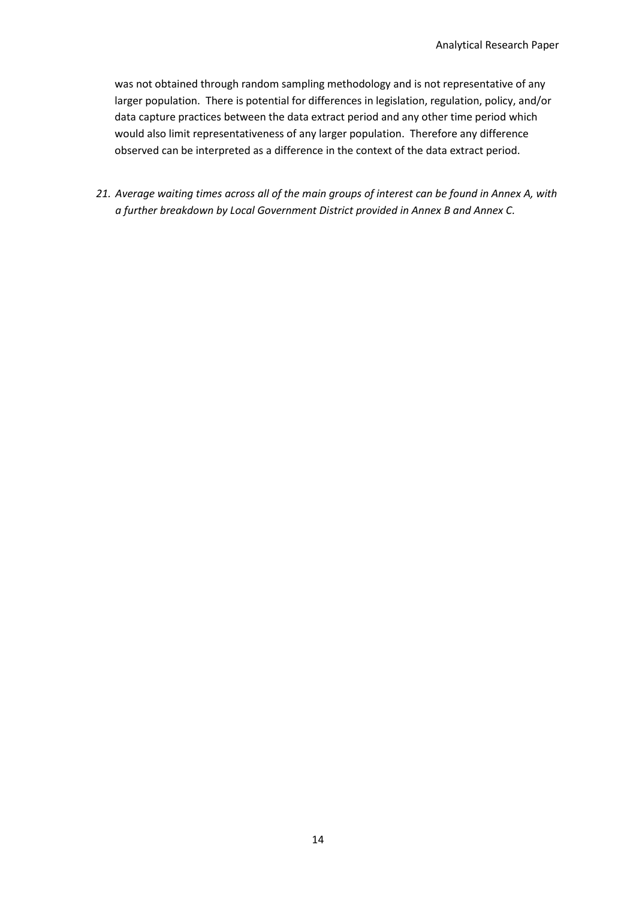was not obtained through random sampling methodology and is not representative of any larger population. There is potential for differences in legislation, regulation, policy, and/or data capture practices between the data extract period and any other time period which would also limit representativeness of any larger population. Therefore any difference observed can be interpreted as a difference in the context of the data extract period.

21. *Average waiting times across all of the main groups of interest can be found in Annex A, with a further breakdown by Local Government District provided in Annex B and Annex C.*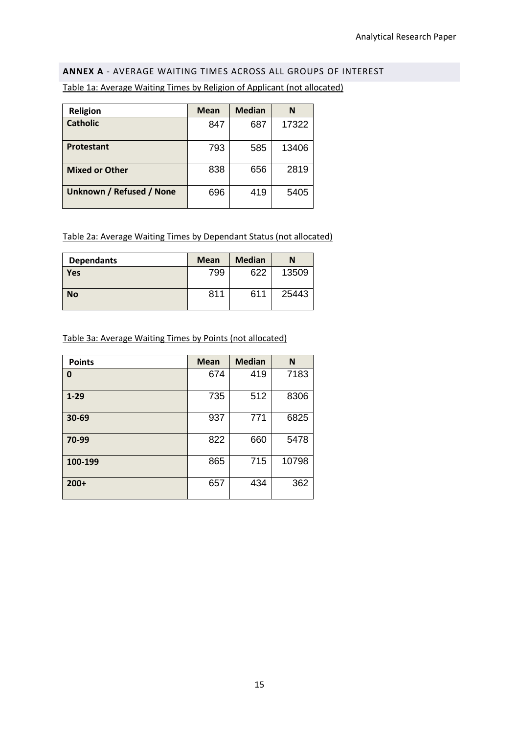## **ANNEX A** - AVERAGE WAITING TIMES ACROSS ALL GROUPS OF INTEREST

Table 1a: Average Waiting Times by Religion of Applicant (not allocated)

| Religion | Mean | Median | N |
|---|---|---|---|
| **Catholic** | 847 | 687 | 17322 |
| **Protestant** | 793 | 585 | 13406 |
| **Mixed or Other** | 838 | 656 | 2819 |
| **Unknown / Refused / None** | 696 | 419 | 5405 |

Table 2a: Average Waiting Times by Dependant Status (not allocated)

| Dependants | Mean | Median | N |
|---|---|---|---|
| **Yes** | 799 | 622 | 13509 |
| **No** | 811 | 611 | 25443 |

Table 3a: Average Waiting Times by Points (not allocated)

| Points | Mean | Median | N |
|---|---|---|---|
| **0** | 674 | 419 | 7183 |
| **1-29** | 735 | 512 | 8306 |
| **30-69** | 937 | 771 | 6825 |
| **70-99** | 822 | 660 | 5478 |
| **100-199** | 865 | 715 | 10798 |
| **200+** | 657 | 434 | 362 |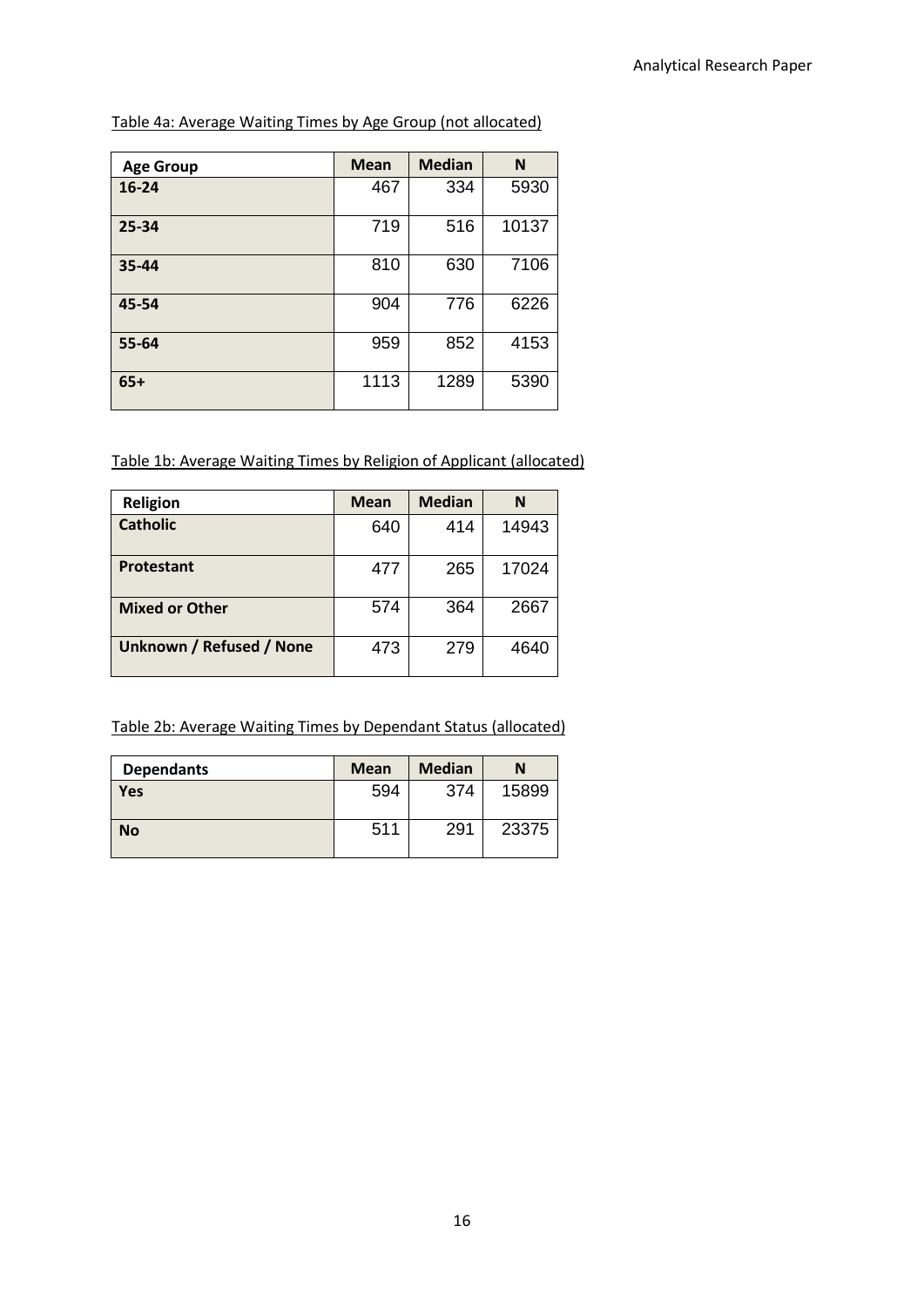Table 4a: Average Waiting Times by Age Group (not allocated)

| Age Group | Mean | Median | N |
|---|---|---|---|
| **16-24** | 467 | 334 | 5930 |
| **25-34** | 719 | 516 | 10137 |
| **35-44** | 810 | 630 | 7106 |
| **45-54** | 904 | 776 | 6226 |
| **55-64** | 959 | 852 | 4153 |
| **65+** | 1113 | 1289 | 5390 |

Table 1b: Average Waiting Times by Religion of Applicant (allocated)

| Religion | Mean | Median | N |
|---|---|---|---|
| **Catholic** | 640 | 414 | 14943 |
| **Protestant** | 477 | 265 | 17024 |
| **Mixed or Other** | 574 | 364 | 2667 |
| **Unknown / Refused / None** | 473 | 279 | 4640 |

Table 2b: Average Waiting Times by Dependant Status (allocated)

| Dependants | Mean | Median | N |
|---|---|---|---|
| **Yes** | 594 | 374 | 15899 |
| **No** | 511 | 291 | 23375 |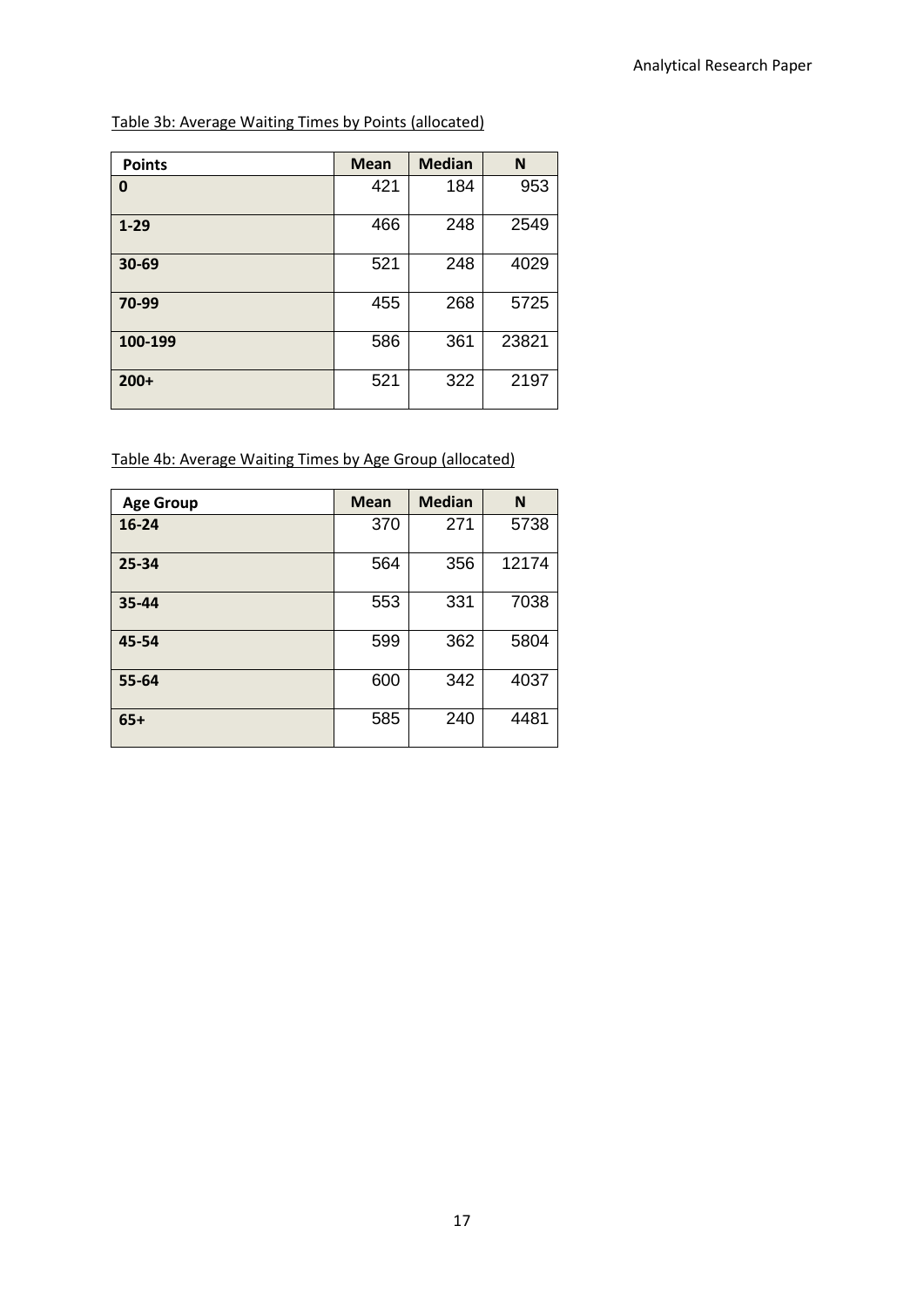Table 3b: Average Waiting Times by Points (allocated)

| Points | Mean | Median | N |
|---|---|---|---|
| 0 | 421 | 184 | 953 |
| 1-29 | 466 | 248 | 2549 |
| 30-69 | 521 | 248 | 4029 |
| 70-99 | 455 | 268 | 5725 |
| 100-199 | 586 | 361 | 23821 |
| 200+ | 521 | 322 | 2197 |

Table 4b: Average Waiting Times by Age Group (allocated)

| Age Group | Mean | Median | N |
|---|---|---|---|
| 16-24 | 370 | 271 | 5738 |
| 25-34 | 564 | 356 | 12174 |
| 35-44 | 553 | 331 | 7038 |
| 45-54 | 599 | 362 | 5804 |
| 55-64 | 600 | 342 | 4037 |
| 65+ | 585 | 240 | 4481 |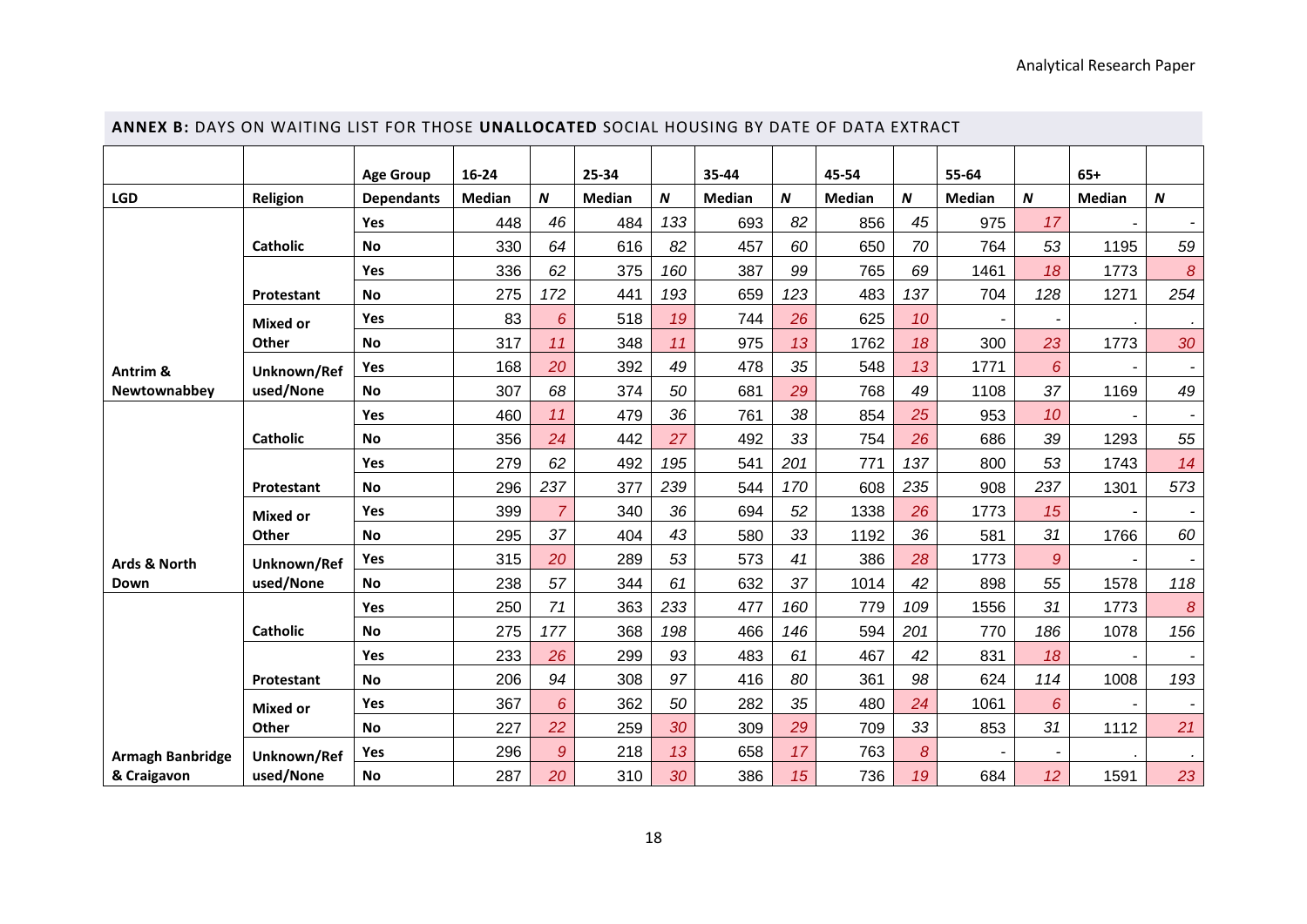## ANNEX B: DAYS ON WAITING LIST FOR THOSE UNALLOCATED SOCIAL HOUSING BY DATE OF DATA EXTRACT

| | | Age Group | 16-24 | | 25-34 | | 35-44 | | 45-54 | | 55-64 | | 65+ | |
|---|---|---|---|---|---|---|---|---|---|---|---|---|---|---|
| LGD | Religion | Dependants | Median | N | Median | N | Median | N | Median | N | Median | N | Median | N |
| Antrim & Newtownabbey | Catholic | Yes | 448 | 46 | 484 | 133 | 693 | 82 | 856 | 45 | 975 | 17 | - | - |
| | | No | 330 | 64 | 616 | 82 | 457 | 60 | 650 | 70 | 764 | 53 | 1195 | 59 |
| | Protestant | Yes | 336 | 62 | 375 | 160 | 387 | 99 | 765 | 69 | 1461 | 18 | 1773 | 8 |
| | | No | 275 | 172 | 441 | 193 | 659 | 123 | 483 | 137 | 704 | 128 | 1271 | 254 |
| | Mixed or Other | Yes | 83 | 6 | 518 | 19 | 744 | 26 | 625 | 10 | - | - | . | . |
| | | No | 317 | 11 | 348 | 11 | 975 | 13 | 1762 | 18 | 300 | 23 | 1773 | 30 |
| | Unknown/Refused/None | Yes | 168 | 20 | 392 | 49 | 478 | 35 | 548 | 13 | 1771 | 6 | - | - |
| | | No | 307 | 68 | 374 | 50 | 681 | 29 | 768 | 49 | 1108 | 37 | 1169 | 49 |
| Ards & North Down | Catholic | Yes | 460 | 11 | 479 | 36 | 761 | 38 | 854 | 25 | 953 | 10 | - | - |
| | | No | 356 | 24 | 442 | 27 | 492 | 33 | 754 | 26 | 686 | 39 | 1293 | 55 |
| | Protestant | Yes | 279 | 62 | 492 | 195 | 541 | 201 | 771 | 137 | 800 | 53 | 1743 | 14 |
| | | No | 296 | 237 | 377 | 239 | 544 | 170 | 608 | 235 | 908 | 237 | 1301 | 573 |
| | Mixed or Other | Yes | 399 | 7 | 340 | 36 | 694 | 52 | 1338 | 26 | 1773 | 15 | - | - |
| | | No | 295 | 37 | 404 | 43 | 580 | 33 | 1192 | 36 | 581 | 31 | 1766 | 60 |
| | Unknown/Refused/None | Yes | 315 | 20 | 289 | 53 | 573 | 41 | 386 | 28 | 1773 | 9 | - | - |
| | | No | 238 | 57 | 344 | 61 | 632 | 37 | 1014 | 42 | 898 | 55 | 1578 | 118 |
| Armagh Banbridge & Craigavon | Catholic | Yes | 250 | 71 | 363 | 233 | 477 | 160 | 779 | 109 | 1556 | 31 | 1773 | 8 |
| | | No | 275 | 177 | 368 | 198 | 466 | 146 | 594 | 201 | 770 | 186 | 1078 | 156 |
| | Protestant | Yes | 233 | 26 | 299 | 93 | 483 | 61 | 467 | 42 | 831 | 18 | - | - |
| | | No | 206 | 94 | 308 | 97 | 416 | 80 | 361 | 98 | 624 | 114 | 1008 | 193 |
| | Mixed or Other | Yes | 367 | 6 | 362 | 50 | 282 | 35 | 480 | 24 | 1061 | 6 | - | - |
| | | No | 227 | 22 | 259 | 30 | 309 | 29 | 709 | 33 | 853 | 31 | 1112 | 21 |
| | Unknown/Refused/None | Yes | 296 | 9 | 218 | 13 | 658 | 17 | 763 | 8 | - | - | . | . |
| | | No | 287 | 20 | 310 | 30 | 386 | 15 | 736 | 19 | 684 | 12 | 1591 | 23 |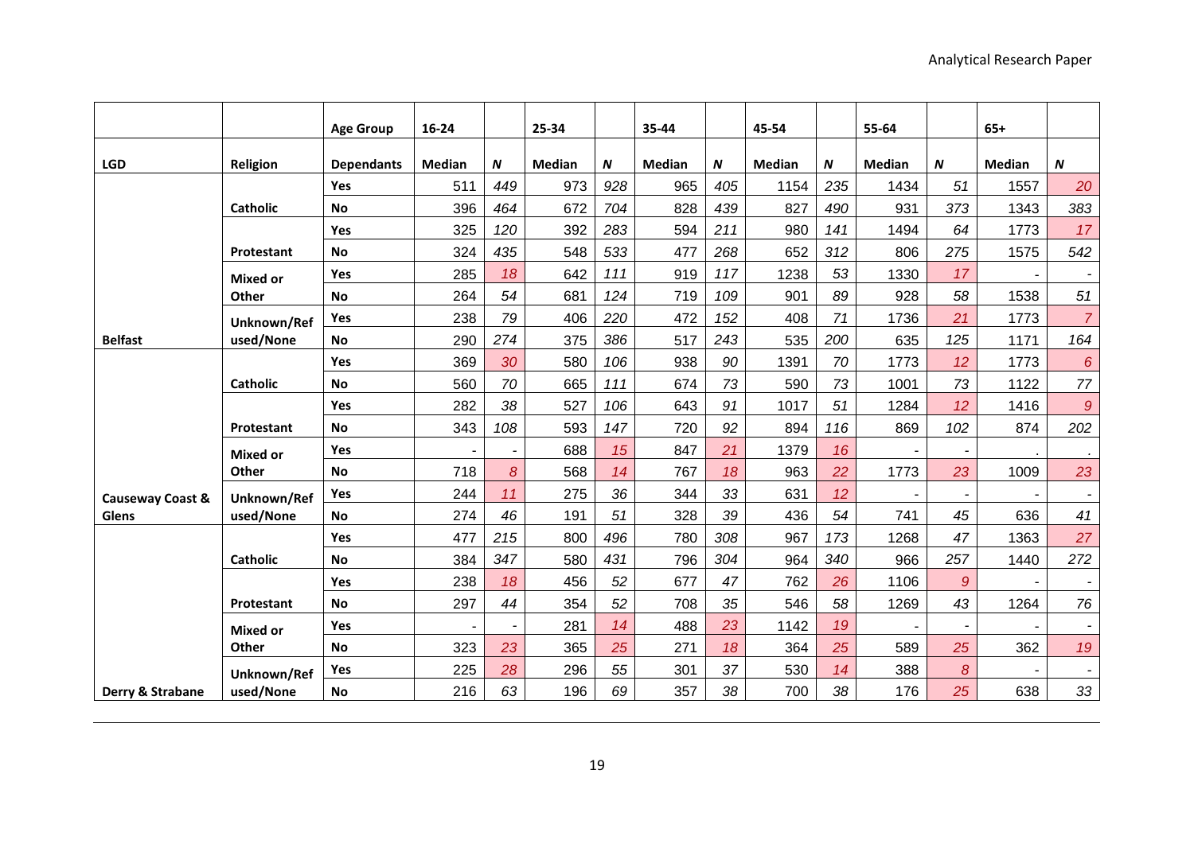| | | Age Group | 16-24 | | 25-34 | | 35-44 | | 45-54 | | 55-64 | | 65+ | |
|---|---|---|---|---|---|---|---|---|---|---|---|---|---|---|
| **LGD** | **Religion** | **Dependants** | **Median** | ***N*** | **Median** | ***N*** | **Median** | ***N*** | **Median** | ***N*** | **Median** | ***N*** | **Median** | ***N*** |
| | **Catholic** | **Yes** | 511 | *449* | 973 | *928* | 965 | *405* | 1154 | *235* | 1434 | *51* | 1557 | *20* |
| | | **No** | 396 | *464* | 672 | *704* | 828 | *439* | 827 | *490* | 931 | *373* | 1343 | *383* |
| | **Protestant** | **Yes** | 325 | *120* | 392 | *283* | 594 | *211* | 980 | *141* | 1494 | *64* | 1773 | *17* |
| | | **No** | 324 | *435* | 548 | *533* | 477 | *268* | 652 | *312* | 806 | *275* | 1575 | *542* |
| | **Mixed or Other** | **Yes** | 285 | *18* | 642 | *111* | 919 | *117* | 1238 | *53* | 1330 | *17* | - | - |
| | | **No** | 264 | *54* | 681 | *124* | 719 | *109* | 901 | *89* | 928 | *58* | 1538 | *51* |
| | **Unknown/Ref used/None** | **Yes** | 238 | *79* | 406 | *220* | 472 | *152* | 408 | *71* | 1736 | *21* | 1773 | *7* |
| **Belfast** | | **No** | 290 | *274* | 375 | *386* | 517 | *243* | 535 | *200* | 635 | *125* | 1171 | *164* |
| | **Catholic** | **Yes** | 369 | *30* | 580 | *106* | 938 | *90* | 1391 | *70* | 1773 | *12* | 1773 | *6* |
| | | **No** | 560 | *70* | 665 | *111* | 674 | *73* | 590 | *73* | 1001 | *73* | 1122 | *77* |
| | **Protestant** | **Yes** | 282 | *38* | 527 | *106* | 643 | *91* | 1017 | *51* | 1284 | *12* | 1416 | *9* |
| | | **No** | 343 | *108* | 593 | *147* | 720 | *92* | 894 | *116* | 869 | *102* | 874 | *202* |
| | **Mixed or Other** | **Yes** | - | - | 688 | *15* | 847 | *21* | 1379 | *16* | - | - | . | . |
| | | **No** | 718 | *8* | 568 | *14* | 767 | *18* | 963 | *22* | 1773 | *23* | 1009 | *23* |
| | **Unknown/Ref used/None** | **Yes** | 244 | *11* | 275 | *36* | 344 | *33* | 631 | *12* | - | - | - | - |
| **Causeway Coast & Glens** | | **No** | 274 | *46* | 191 | *51* | 328 | *39* | 436 | *54* | 741 | *45* | 636 | *41* |
| | **Catholic** | **Yes** | 477 | *215* | 800 | *496* | 780 | *308* | 967 | *173* | 1268 | *47* | 1363 | *27* |
| | | **No** | 384 | *347* | 580 | *431* | 796 | *304* | 964 | *340* | 966 | *257* | 1440 | *272* |
| | **Protestant** | **Yes** | 238 | *18* | 456 | *52* | 677 | *47* | 762 | *26* | 1106 | *9* | - | - |
| | | **No** | 297 | *44* | 354 | *52* | 708 | *35* | 546 | *58* | 1269 | *43* | 1264 | *76* |
| | **Mixed or Other** | **Yes** | - | - | 281 | *14* | 488 | *23* | 1142 | *19* | - | - | - | - |
| | | **No** | 323 | *23* | 365 | *25* | 271 | *18* | 364 | *25* | 589 | *25* | 362 | *19* |
| | **Unknown/Ref used/None** | **Yes** | 225 | *28* | 296 | *55* | 301 | *37* | 530 | *14* | 388 | *8* | - | - |
| **Derry & Strabane** | | **No** | 216 | *63* | 196 | *69* | 357 | *38* | 700 | *38* | 176 | *25* | 638 | *33* |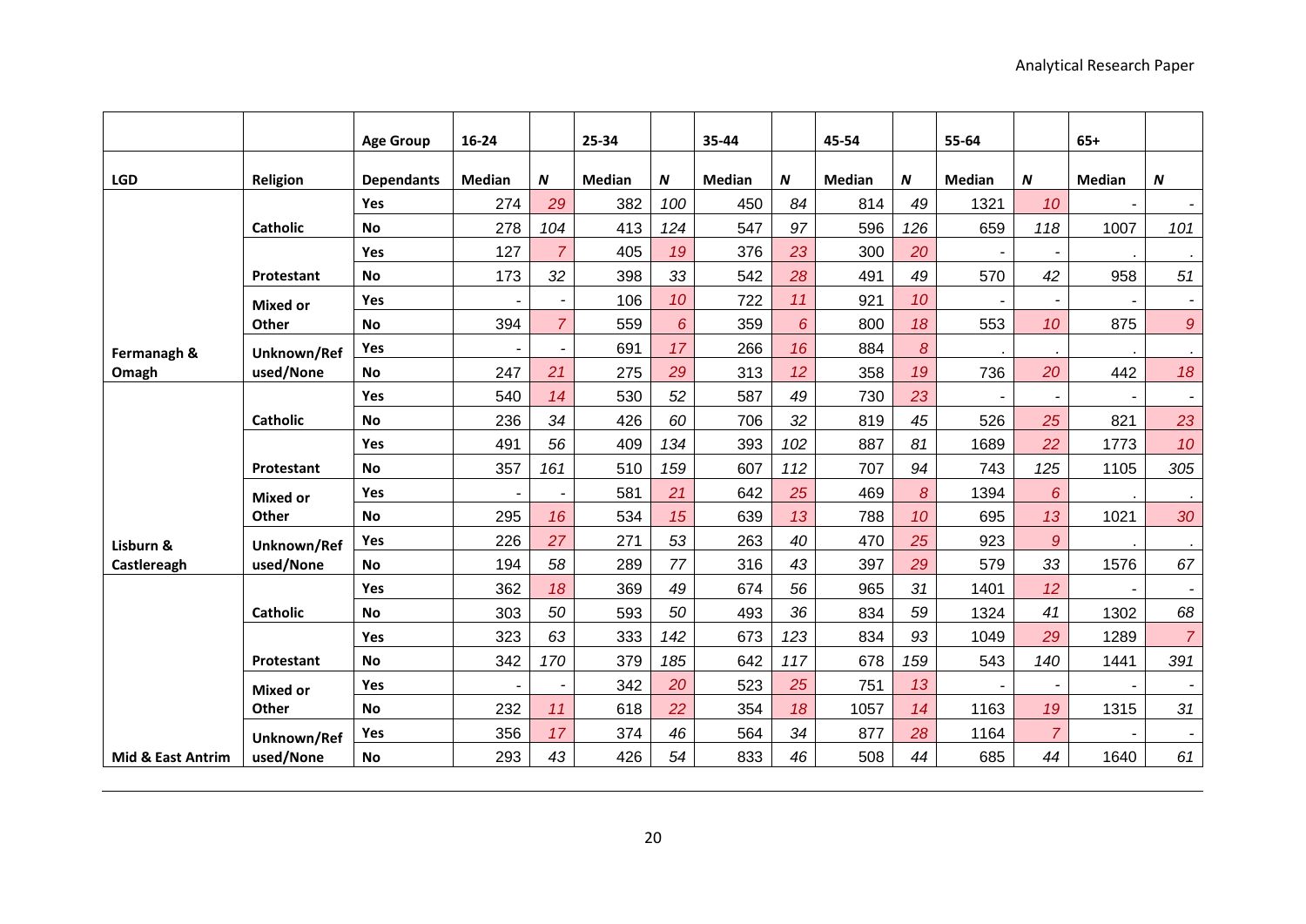| | | Age Group | 16-24 | | 25-34 | | 35-44 | | 45-54 | | 55-64 | | 65+ | |
|---|---|---|---|---|---|---|---|---|---|---|---|---|---|---|
| **LGD** | **Religion** | **Dependants** | **Median** | ***N*** | **Median** | ***N*** | **Median** | ***N*** | **Median** | ***N*** | **Median** | ***N*** | **Median** | ***N*** |
| Fermanagh & Omagh | Catholic | Yes | 274 | *29* | 382 | *100* | 450 | *84* | 814 | *49* | 1321 | *10* | - | - |
| | | No | 278 | *104* | 413 | *124* | 547 | *97* | 596 | *126* | 659 | *118* | 1007 | *101* |
| | Protestant | Yes | 127 | *7* | 405 | *19* | 376 | *23* | 300 | *20* | - | - | . | . |
| | | No | 173 | *32* | 398 | *33* | 542 | *28* | 491 | *49* | 570 | *42* | 958 | *51* |
| | Mixed or Other | Yes | - | - | 106 | *10* | 722 | *11* | 921 | *10* | - | - | - | - |
| | | No | 394 | *7* | 559 | *6* | 359 | *6* | 800 | *18* | 553 | *10* | 875 | *9* |
| | Unknown/Ref used/None | Yes | - | - | 691 | *17* | 266 | *16* | 884 | *8* | . | . | . | . |
| | | No | 247 | *21* | 275 | *29* | 313 | *12* | 358 | *19* | 736 | *20* | 442 | *18* |
| Lisburn & Castlereagh | Catholic | Yes | 540 | *14* | 530 | *52* | 587 | *49* | 730 | *23* | - | - | - | - |
| | | No | 236 | *34* | 426 | *60* | 706 | *32* | 819 | *45* | 526 | *25* | 821 | *23* |
| | Protestant | Yes | 491 | *56* | 409 | *134* | 393 | *102* | 887 | *81* | 1689 | *22* | 1773 | *10* |
| | | No | 357 | *161* | 510 | *159* | 607 | *112* | 707 | *94* | 743 | *125* | 1105 | *305* |
| | Mixed or Other | Yes | - | - | 581 | *21* | 642 | *25* | 469 | *8* | 1394 | *6* | . | . |
| | | No | 295 | *16* | 534 | *15* | 639 | *13* | 788 | *10* | 695 | *13* | 1021 | *30* |
| | Unknown/Ref used/None | Yes | 226 | *27* | 271 | *53* | 263 | *40* | 470 | *25* | 923 | *9* | . | . |
| | | No | 194 | *58* | 289 | *77* | 316 | *43* | 397 | *29* | 579 | *33* | 1576 | *67* |
| Mid & East Antrim | Catholic | Yes | 362 | *18* | 369 | *49* | 674 | *56* | 965 | *31* | 1401 | *12* | - | - |
| | | No | 303 | *50* | 593 | *50* | 493 | *36* | 834 | *59* | 1324 | *41* | 1302 | *68* |
| | Protestant | Yes | 323 | *63* | 333 | *142* | 673 | *123* | 834 | *93* | 1049 | *29* | 1289 | *7* |
| | | No | 342 | *170* | 379 | *185* | 642 | *117* | 678 | *159* | 543 | *140* | 1441 | *391* |
| | Mixed or Other | Yes | - | - | 342 | *20* | 523 | *25* | 751 | *13* | - | - | - | - |
| | | No | 232 | *11* | 618 | *22* | 354 | *18* | 1057 | *14* | 1163 | *19* | 1315 | *31* |
| | Unknown/Ref used/None | Yes | 356 | *17* | 374 | *46* | 564 | *34* | 877 | *28* | 1164 | *7* | - | - |
| | | No | 293 | *43* | 426 | *54* | 833 | *46* | 508 | *44* | 685 | *44* | 1640 | *61* |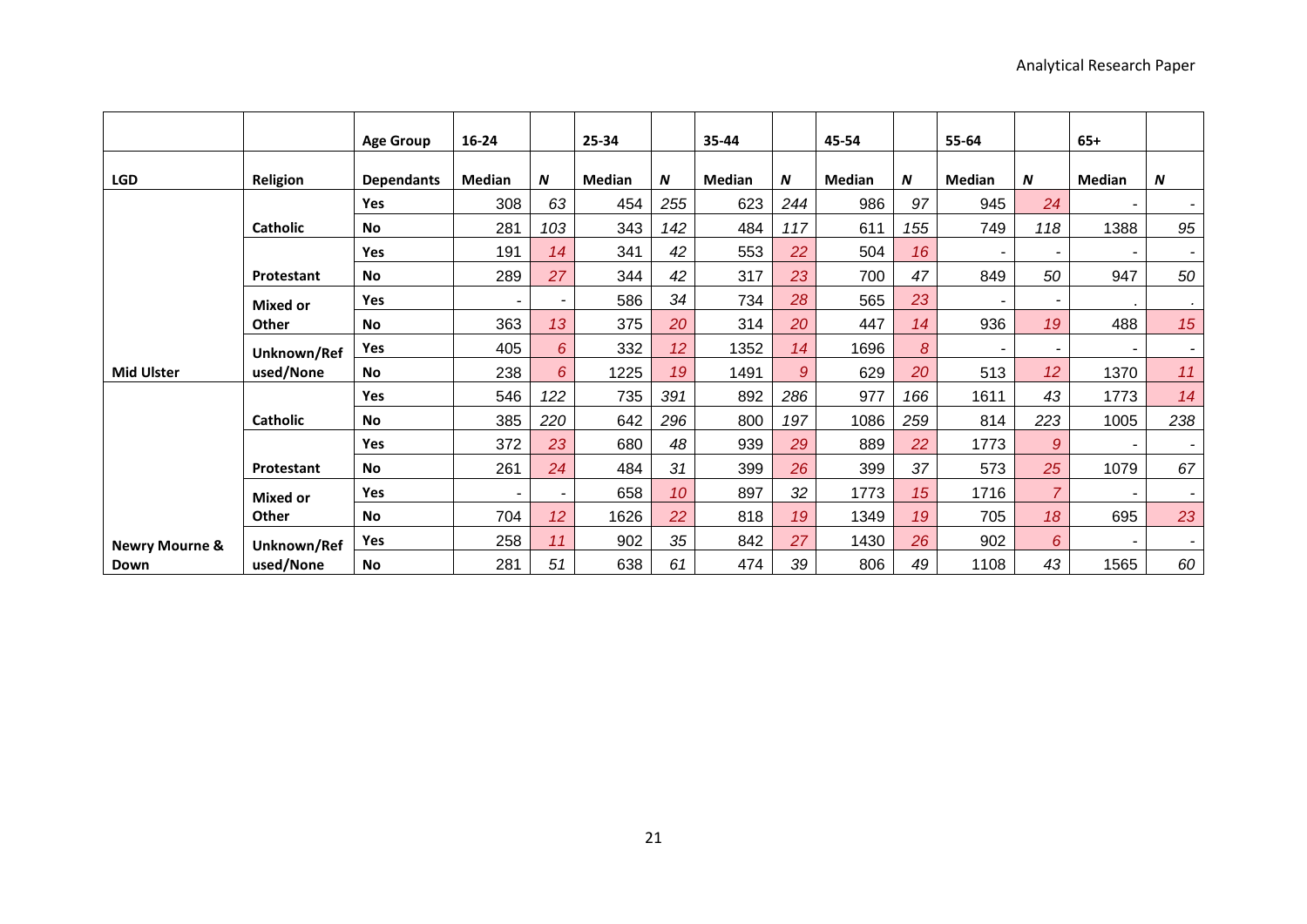| | | Age Group | 16-24 | | 25-34 | | 35-44 | | 45-54 | | 55-64 | | 65+ | |
|---|---|---|---|---|---|---|---|---|---|---|---|---|---|---|
| **LGD** | **Religion** | **Dependants** | **Median** | ***N*** | **Median** | ***N*** | **Median** | ***N*** | **Median** | ***N*** | **Median** | ***N*** | **Median** | ***N*** |
| Mid Ulster | Catholic | Yes | 308 | *63* | 454 | *255* | 623 | *244* | 986 | *97* | 945 | *24* | - | - |
| | | No | 281 | *103* | 343 | *142* | 484 | *117* | 611 | *155* | 749 | *118* | 1388 | *95* |
| | Protestant | Yes | 191 | *14* | 341 | *42* | 553 | *22* | 504 | *16* | - | - | - | - |
| | | No | 289 | *27* | 344 | *42* | 317 | *23* | 700 | *47* | 849 | *50* | 947 | *50* |
| | Mixed or Other | Yes | - | - | 586 | *34* | 734 | *28* | 565 | *23* | - | - | . | . |
| | | No | 363 | *13* | 375 | *20* | 314 | *20* | 447 | *14* | 936 | *19* | 488 | *15* |
| | Unknown/Refused/None | Yes | 405 | *6* | 332 | *12* | 1352 | *14* | 1696 | *8* | - | - | - | - |
| | | No | 238 | *6* | 1225 | *19* | 1491 | *9* | 629 | *20* | 513 | *12* | 1370 | *11* |
| Newry Mourne & Down | Catholic | Yes | 546 | *122* | 735 | *391* | 892 | *286* | 977 | *166* | 1611 | *43* | 1773 | *14* |
| | | No | 385 | *220* | 642 | *296* | 800 | *197* | 1086 | *259* | 814 | *223* | 1005 | *238* |
| | Protestant | Yes | 372 | *23* | 680 | *48* | 939 | *29* | 889 | *22* | 1773 | *9* | - | - |
| | | No | 261 | *24* | 484 | *31* | 399 | *26* | 399 | *37* | 573 | *25* | 1079 | *67* |
| | Mixed or Other | Yes | - | - | 658 | *10* | 897 | *32* | 1773 | *15* | 1716 | *7* | - | - |
| | | No | 704 | *12* | 1626 | *22* | 818 | *19* | 1349 | *19* | 705 | *18* | 695 | *23* |
| | Unknown/Refused/None | Yes | 258 | *11* | 902 | *35* | 842 | *27* | 1430 | *26* | 902 | *6* | - | - |
| | | No | 281 | *51* | 638 | *61* | 474 | *39* | 806 | *49* | 1108 | *43* | 1565 | *60* |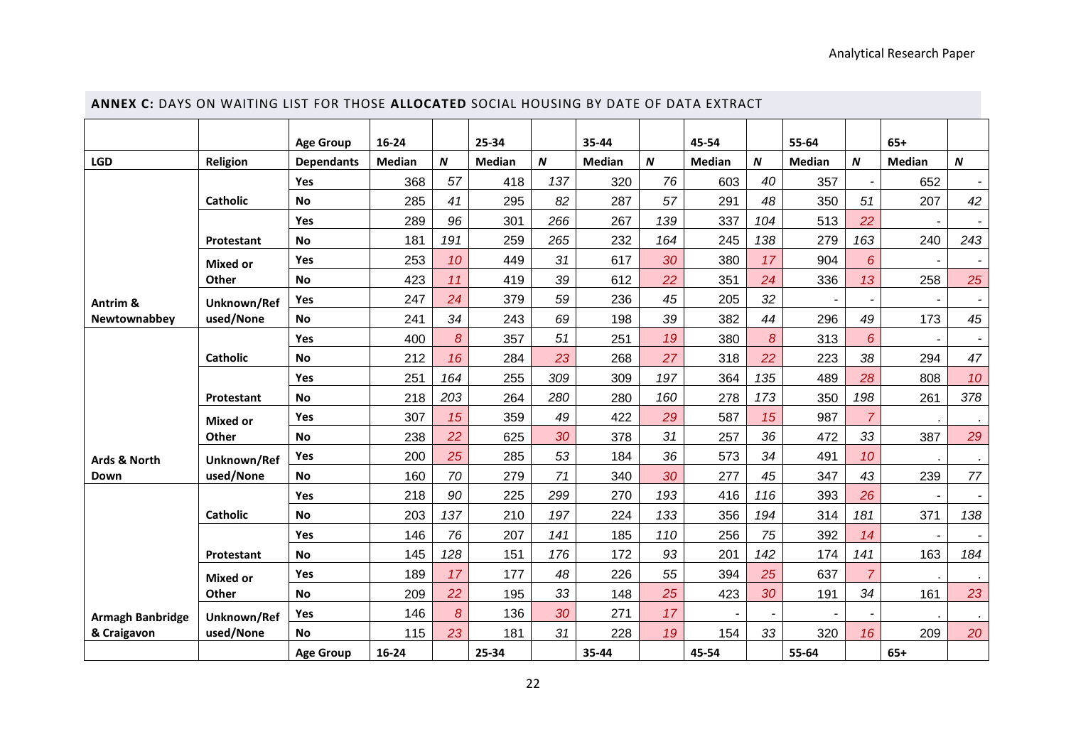## ANNEX C: DAYS ON WAITING LIST FOR THOSE ALLOCATED SOCIAL HOUSING BY DATE OF DATA EXTRACT

| | | Age Group | 16-24 | | 25-34 | | 35-44 | | 45-54 | | 55-64 | | 65+ | |
|---|---|---|---|---|---|---|---|---|---|---|---|---|---|---|
| **LGD** | **Religion** | **Dependants** | **Median** | ***N*** | **Median** | ***N*** | **Median** | ***N*** | **Median** | ***N*** | **Median** | ***N*** | **Median** | ***N*** |
| Antrim & Newtownabbey | Catholic | Yes | 368 | *57* | 418 | *137* | 320 | *76* | 603 | *40* | 357 | - | 652 | - |
| | | No | 285 | *41* | 295 | *82* | 287 | *57* | 291 | *48* | 350 | *51* | 207 | *42* |
| | Protestant | Yes | 289 | *96* | 301 | *266* | 267 | *139* | 337 | *104* | 513 | *22* | - | - |
| | | No | 181 | *191* | 259 | *265* | 232 | *164* | 245 | *138* | 279 | *163* | 240 | *243* |
| | Mixed or Other | Yes | 253 | *10* | 449 | *31* | 617 | *30* | 380 | *17* | 904 | *6* | - | - |
| | | No | 423 | *11* | 419 | *39* | 612 | *22* | 351 | *24* | 336 | *13* | 258 | *25* |
| | Unknown/Refused/None | Yes | 247 | *24* | 379 | *59* | 236 | *45* | 205 | *32* | - | - | - | - |
| | | No | 241 | *34* | 243 | *69* | 198 | *39* | 382 | *44* | 296 | *49* | 173 | *45* |
| Ards & North Down | Catholic | Yes | 400 | *8* | 357 | *51* | 251 | *19* | 380 | *8* | 313 | *6* | - | - |
| | | No | 212 | *16* | 284 | *23* | 268 | *27* | 318 | *22* | 223 | *38* | 294 | *47* |
| | Protestant | Yes | 251 | *164* | 255 | *309* | 309 | *197* | 364 | *135* | 489 | *28* | 808 | *10* |
| | | No | 218 | *203* | 264 | *280* | 280 | *160* | 278 | *173* | 350 | *198* | 261 | *378* |
| | Mixed or Other | Yes | 307 | *15* | 359 | *49* | 422 | *29* | 587 | *15* | 987 | *7* | . | . |
| | | No | 238 | *22* | 625 | *30* | 378 | *31* | 257 | *36* | 472 | *33* | 387 | *29* |
| | Unknown/Refused/None | Yes | 200 | *25* | 285 | *53* | 184 | *36* | 573 | *34* | 491 | *10* | . | . |
| | | No | 160 | *70* | 279 | *71* | 340 | *30* | 277 | *45* | 347 | *43* | 239 | *77* |
| Armagh Banbridge & Craigavon | Catholic | Yes | 218 | *90* | 225 | *299* | 270 | *193* | 416 | *116* | 393 | *26* | - | - |
| | | No | 203 | *137* | 210 | *197* | 224 | *133* | 356 | *194* | 314 | *181* | 371 | *138* |
| | Protestant | Yes | 146 | *76* | 207 | *141* | 185 | *110* | 256 | *75* | 392 | *14* | - | - |
| | | No | 145 | *128* | 151 | *176* | 172 | *93* | 201 | *142* | 174 | *141* | 163 | *184* |
| | Mixed or Other | Yes | 189 | *17* | 177 | *48* | 226 | *55* | 394 | *25* | 637 | *7* | . | . |
| | | No | 209 | *22* | 195 | *33* | 148 | *25* | 423 | *30* | 191 | *34* | 161 | *23* |
| | Unknown/Refused/None | Yes | 146 | *8* | 136 | *30* | 271 | *17* | - | - | - | - | . | . |
| | | No | 115 | *23* | 181 | *31* | 228 | *19* | 154 | *33* | 320 | *16* | 209 | *20* |
| | | **Age Group** | **16-24** | | **25-34** | | **35-44** | | **45-54** | | **55-64** | | **65+** | |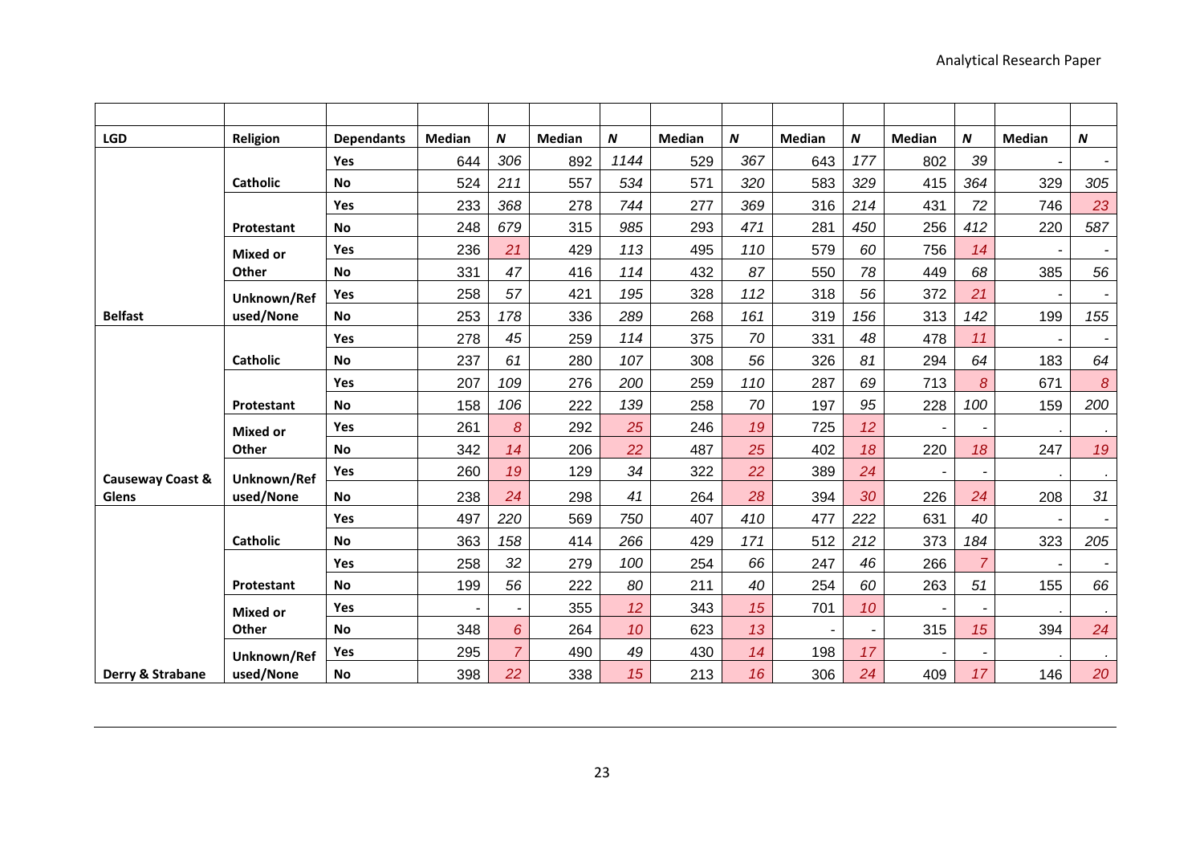| | | | | | | | | | | | | | | |
|---|---|---|---|---|---|---|---|---|---|---|---|---|---|---|
| **LGD** | **Religion** | **Dependants** | **Median** | ***N*** | **Median** | ***N*** | **Median** | ***N*** | **Median** | ***N*** | **Median** | ***N*** | **Median** | ***N*** |
| Belfast | Catholic | Yes | 644 | *306* | 892 | *1144* | 529 | *367* | 643 | *177* | 802 | *39* | - | - |
| | | No | 524 | *211* | 557 | *534* | 571 | *320* | 583 | *329* | 415 | *364* | 329 | *305* |
| | Protestant | Yes | 233 | *368* | 278 | *744* | 277 | *369* | 316 | *214* | 431 | *72* | 746 | *23* |
| | | No | 248 | *679* | 315 | *985* | 293 | *471* | 281 | *450* | 256 | *412* | 220 | *587* |
| | Mixed or Other | Yes | 236 | *21* | 429 | *113* | 495 | *110* | 579 | *60* | 756 | *14* | - | - |
| | | No | 331 | *47* | 416 | *114* | 432 | *87* | 550 | *78* | 449 | *68* | 385 | *56* |
| | Unknown/Refused/None | Yes | 258 | *57* | 421 | *195* | 328 | *112* | 318 | *56* | 372 | *21* | - | - |
| | | No | 253 | *178* | 336 | *289* | 268 | *161* | 319 | *156* | 313 | *142* | 199 | *155* |
| Causeway Coast & Glens | Catholic | Yes | 278 | *45* | 259 | *114* | 375 | *70* | 331 | *48* | 478 | *11* | - | - |
| | | No | 237 | *61* | 280 | *107* | 308 | *56* | 326 | *81* | 294 | *64* | 183 | *64* |
| | Protestant | Yes | 207 | *109* | 276 | *200* | 259 | *110* | 287 | *69* | 713 | *8* | 671 | *8* |
| | | No | 158 | *106* | 222 | *139* | 258 | *70* | 197 | *95* | 228 | *100* | 159 | *200* |
| | Mixed or Other | Yes | 261 | *8* | 292 | *25* | 246 | *19* | 725 | *12* | - | - | . | . |
| | | No | 342 | *14* | 206 | *22* | 487 | *25* | 402 | *18* | 220 | *18* | 247 | *19* |
| | Unknown/Refused/None | Yes | 260 | *19* | 129 | *34* | 322 | *22* | 389 | *24* | - | - | . | . |
| | | No | 238 | *24* | 298 | *41* | 264 | *28* | 394 | *30* | 226 | *24* | 208 | *31* |
| Derry & Strabane | Catholic | Yes | 497 | *220* | 569 | *750* | 407 | *410* | 477 | *222* | 631 | *40* | - | - |
| | | No | 363 | *158* | 414 | *266* | 429 | *171* | 512 | *212* | 373 | *184* | 323 | *205* |
| | Protestant | Yes | 258 | *32* | 279 | *100* | 254 | *66* | 247 | *46* | 266 | *7* | - | - |
| | | No | 199 | *56* | 222 | *80* | 211 | *40* | 254 | *60* | 263 | *51* | 155 | *66* |
| | Mixed or Other | Yes | - | - | 355 | *12* | 343 | *15* | 701 | *10* | - | - | . | . |
| | | No | 348 | *6* | 264 | *10* | 623 | *13* | - | - | 315 | *15* | 394 | *24* |
| | Unknown/Refused/None | Yes | 295 | *7* | 490 | *49* | 430 | *14* | 198 | *17* | - | - | . | . |
| | | No | 398 | *22* | 338 | *15* | 213 | *16* | 306 | *24* | 409 | *17* | 146 | *20* |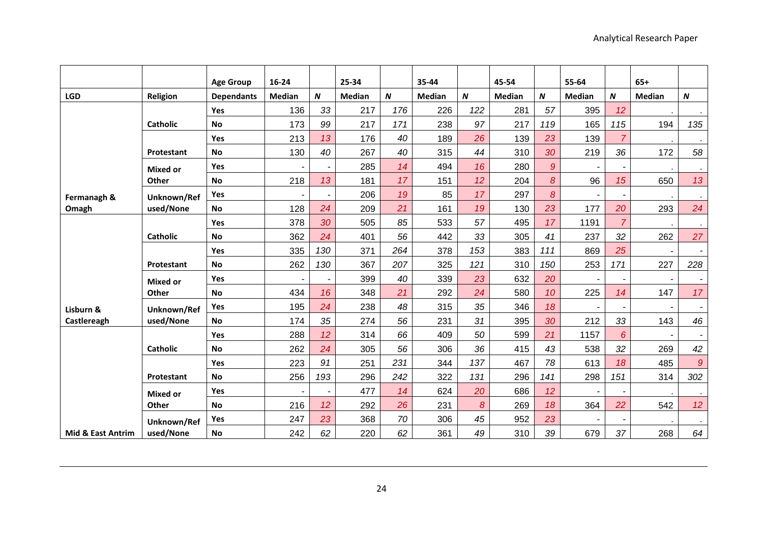| | | Age Group | 16-24 | | 25-34 | | 35-44 | | 45-54 | | 55-64 | | 65+ | |
|---|---|---|---|---|---|---|---|---|---|---|---|---|---|---|
| **LGD** | **Religion** | **Dependants** | **Median** | ***N*** | **Median** | ***N*** | **Median** | ***N*** | **Median** | ***N*** | **Median** | ***N*** | **Median** | ***N*** |
| Fermanagh & Omagh | Catholic | Yes | 136 | *33* | 217 | *176* | 226 | *122* | 281 | *57* | 395 | *12* | . | . |
| | | No | 173 | *99* | 217 | *171* | 238 | *97* | 217 | *119* | 165 | *115* | 194 | *135* |
| | Protestant | Yes | 213 | *13* | 176 | *40* | 189 | *26* | 139 | *23* | 139 | *7* | . | . |
| | | No | 130 | *40* | 267 | *40* | 315 | *44* | 310 | *30* | 219 | *36* | 172 | *58* |
| | Mixed or Other | Yes | - | - | 285 | *14* | 494 | *16* | 280 | *9* | - | - | . | . |
| | | No | 218 | *13* | 181 | *17* | 151 | *12* | 204 | *8* | 96 | *15* | 650 | *13* |
| | Unknown/Refused/None | Yes | - | - | 206 | *19* | 85 | *17* | 297 | *8* | - | - | . | . |
| | | No | 128 | *24* | 209 | *21* | 161 | *19* | 130 | *23* | 177 | *20* | 293 | *24* |
| Lisburn & Castlereagh | Catholic | Yes | 378 | *30* | 505 | *85* | 533 | *57* | 495 | *17* | 1191 | *7* | . | . |
| | | No | 362 | *24* | 401 | *56* | 442 | *33* | 305 | *41* | 237 | *32* | 262 | *27* |
| | Protestant | Yes | 335 | *130* | 371 | *264* | 378 | *153* | 383 | *111* | 869 | *25* | - | - |
| | | No | 262 | *130* | 367 | *207* | 325 | *121* | 310 | *150* | 253 | *171* | 227 | *228* |
| | Mixed or Other | Yes | - | - | 399 | *40* | 339 | *23* | 632 | *20* | - | - | - | - |
| | | No | 434 | *16* | 348 | *21* | 292 | *24* | 580 | *10* | 225 | *14* | 147 | *17* |
| | Unknown/Refused/None | Yes | 195 | *24* | 238 | *48* | 315 | *35* | 346 | *18* | - | - | - | - |
| | | No | 174 | *35* | 274 | *56* | 231 | *31* | 395 | *30* | 212 | *33* | 143 | *46* |
| Mid & East Antrim | Catholic | Yes | 288 | *12* | 314 | *66* | 409 | *50* | 599 | *21* | 1157 | *6* | - | - |
| | | No | 262 | *24* | 305 | *56* | 306 | *36* | 415 | *43* | 538 | *32* | 269 | *42* |
| | Protestant | Yes | 223 | *91* | 251 | *231* | 344 | *137* | 467 | *78* | 613 | *18* | 485 | *9* |
| | | No | 256 | *193* | 296 | *242* | 322 | *131* | 296 | *141* | 298 | *151* | 314 | *302* |
| | Mixed or Other | Yes | - | - | 477 | *14* | 624 | *20* | 686 | *12* | - | - | . | . |
| | | No | 216 | *12* | 292 | *26* | 231 | *8* | 269 | *18* | 364 | *22* | 542 | *12* |
| | Unknown/Refused/None | Yes | 247 | *23* | 368 | *70* | 306 | *45* | 952 | *23* | - | - | . | . |
| | | No | 242 | *62* | 220 | *62* | 361 | *49* | 310 | *39* | 679 | *37* | 268 | *64* |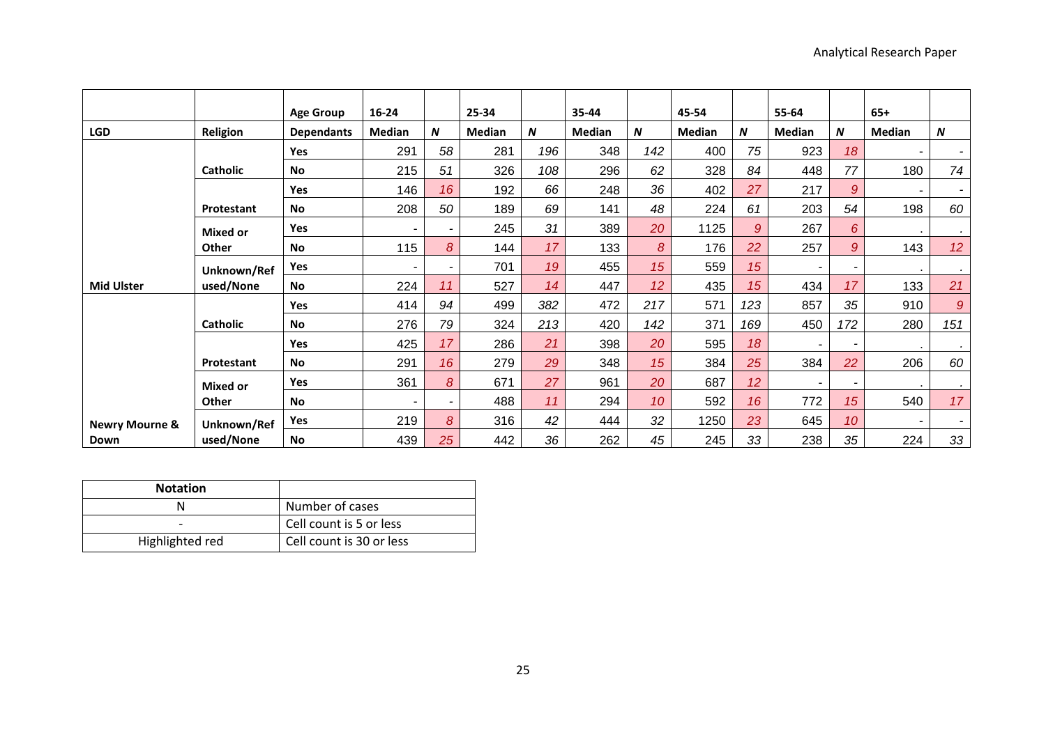| | | Age Group | 16-24 | | 25-34 | | 35-44 | | 45-54 | | 55-64 | | 65+ | |
|---|---|---|---|---|---|---|---|---|---|---|---|---|---|---|
| LGD | Religion | Dependants | Median | *N* | Median | *N* | Median | *N* | Median | *N* | Median | *N* | Median | *N* |
| Mid Ulster | Catholic | Yes | 291 | *58* | 281 | *196* | 348 | *142* | 400 | *75* | 923 | *18* | - | - |
| | | No | 215 | *51* | 326 | *108* | 296 | *62* | 328 | *84* | 448 | *77* | 180 | *74* |
| | Protestant | Yes | 146 | *16* | 192 | *66* | 248 | *36* | 402 | *27* | 217 | *9* | - | - |
| | | No | 208 | *50* | 189 | *69* | 141 | *48* | 224 | *61* | 203 | *54* | 198 | *60* |
| | Mixed or Other | Yes | - | - | 245 | *31* | 389 | *20* | 1125 | *9* | 267 | *6* | . | . |
| | | No | 115 | *8* | 144 | *17* | 133 | *8* | 176 | *22* | 257 | *9* | 143 | *12* |
| | Unknown/Refused/None | Yes | - | - | 701 | *19* | 455 | *15* | 559 | *15* | - | - | . | . |
| | | No | 224 | *11* | 527 | *14* | 447 | *12* | 435 | *15* | 434 | *17* | 133 | *21* |
| Newry Mourne & Down | Catholic | Yes | 414 | *94* | 499 | *382* | 472 | *217* | 571 | *123* | 857 | *35* | 910 | *9* |
| | | No | 276 | *79* | 324 | *213* | 420 | *142* | 371 | *169* | 450 | *172* | 280 | *151* |
| | Protestant | Yes | 425 | *17* | 286 | *21* | 398 | *20* | 595 | *18* | - | - | . | . |
| | | No | 291 | *16* | 279 | *29* | 348 | *15* | 384 | *25* | 384 | *22* | 206 | *60* |
| | Mixed or Other | Yes | 361 | *8* | 671 | *27* | 961 | *20* | 687 | *12* | - | - | . | . |
| | | No | - | - | 488 | *11* | 294 | *10* | 592 | *16* | 772 | *15* | 540 | *17* |
| | Unknown/Refused/None | Yes | 219 | *8* | 316 | *42* | 444 | *32* | 1250 | *23* | 645 | *10* | - | - |
| | | No | 439 | *25* | 442 | *36* | 262 | *45* | 245 | *33* | 238 | *35* | 224 | *33* |

| Notation | |
|---|---|
| N | Number of cases |
| - | Cell count is 5 or less |
| Highlighted red | Cell count is 30 or less |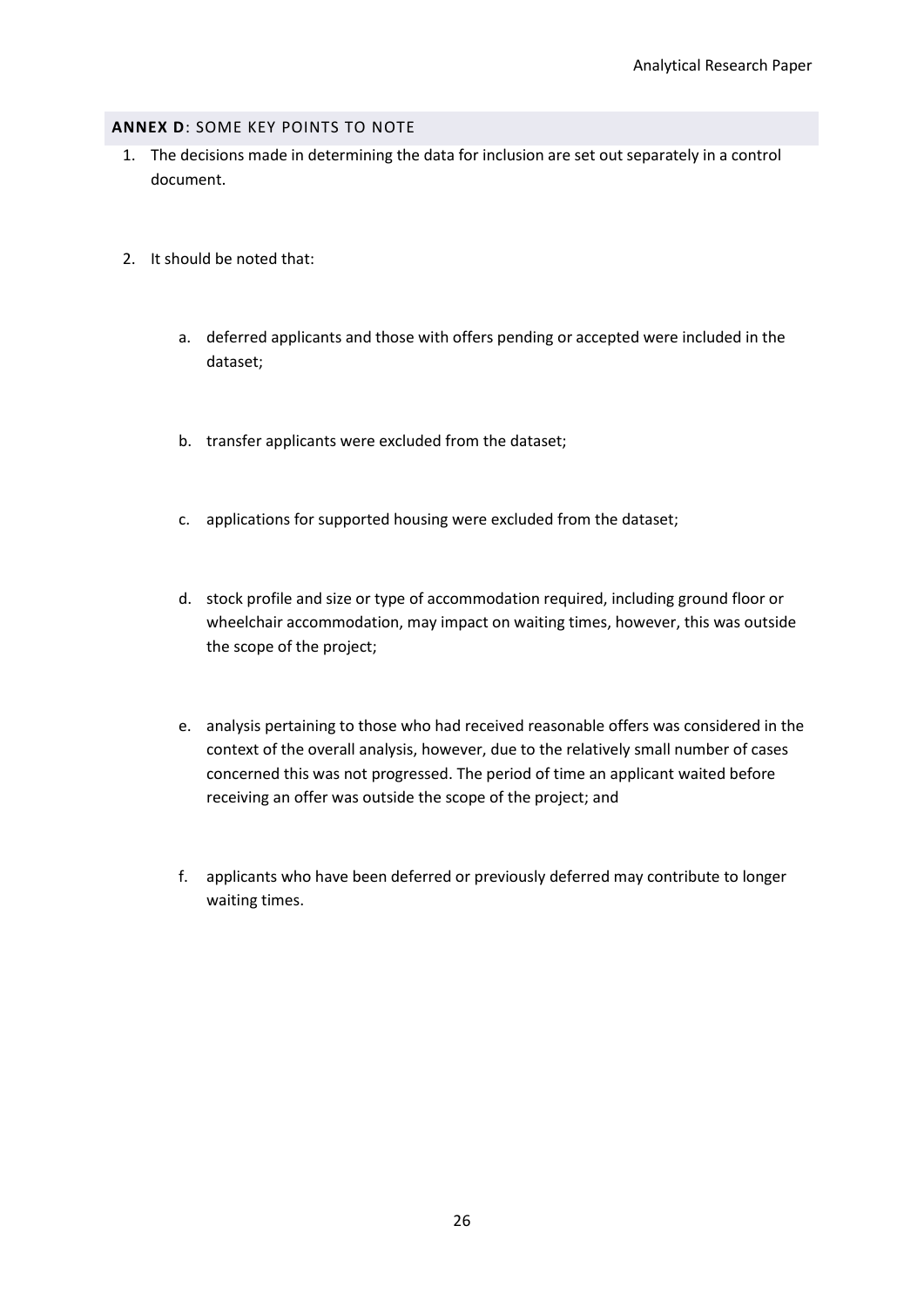## ANNEX D: SOME KEY POINTS TO NOTE

1. The decisions made in determining the data for inclusion are set out separately in a control document.

2. It should be noted that:

   a. deferred applicants and those with offers pending or accepted were included in the dataset;

   b. transfer applicants were excluded from the dataset;

   c. applications for supported housing were excluded from the dataset;

   d. stock profile and size or type of accommodation required, including ground floor or wheelchair accommodation, may impact on waiting times, however, this was outside the scope of the project;

   e. analysis pertaining to those who had received reasonable offers was considered in the context of the overall analysis, however, due to the relatively small number of cases concerned this was not progressed. The period of time an applicant waited before receiving an offer was outside the scope of the project; and

   f. applicants who have been deferred or previously deferred may contribute to longer waiting times.